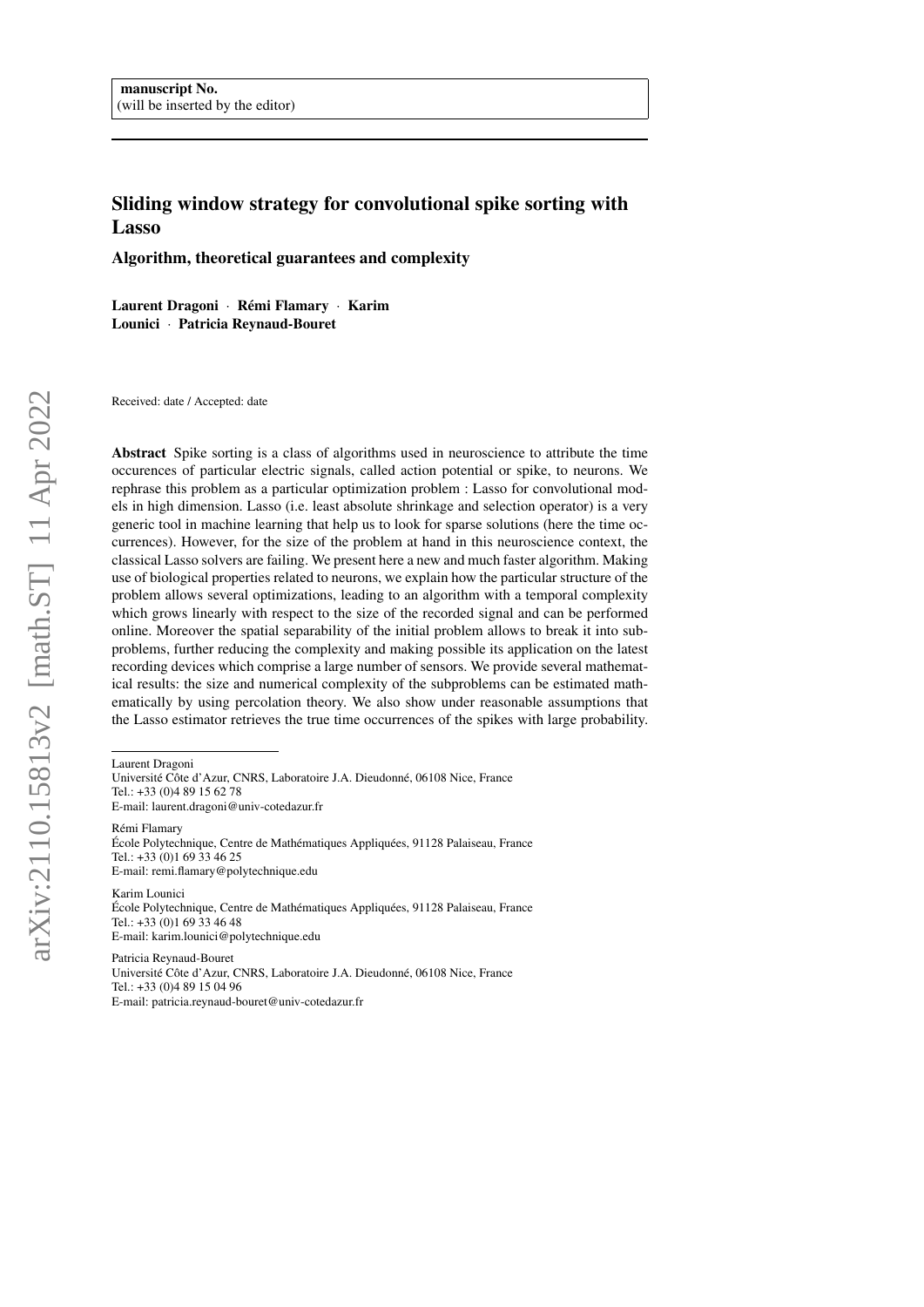manuscript No.
(will be inserted by the editor)

# Sliding window strategy for convolutional spike sorting with Lasso

## Algorithm, theoretical guarantees and complexity

**Laurent Dragoni · Rémi Flamary · Karim Lounici · Patricia Reynaud-Bouret**

Received: date / Accepted: date

**Abstract** Spike sorting is a class of algorithms used in neuroscience to attribute the time occurences of particular electric signals, called action potential or spike, to neurons. We rephrase this problem as a particular optimization problem : Lasso for convolutional models in high dimension. Lasso (i.e. least absolute shrinkage and selection operator) is a very generic tool in machine learning that help us to look for sparse solutions (here the time occurrences). However, for the size of the problem at hand in this neuroscience context, the classical Lasso solvers are failing. We present here a new and much faster algorithm. Making use of biological properties related to neurons, we explain how the particular structure of the problem allows several optimizations, leading to an algorithm with a temporal complexity which grows linearly with respect to the size of the recorded signal and can be performed online. Moreover the spatial separability of the initial problem allows to break it into subproblems, further reducing the complexity and making possible its application on the latest recording devices which comprise a large number of sensors. We provide several mathematical results: the size and numerical complexity of the subproblems can be estimated mathematically by using percolation theory. We also show under reasonable assumptions that the Lasso estimator retrieves the true time occurrences of the spikes with large probability.

Laurent Dragoni
Université Côte d'Azur, CNRS, Laboratoire J.A. Dieudonné, 06108 Nice, France
Tel.: +33 (0)4 89 15 62 78
E-mail: laurent.dragoni@univ-cotedazur.fr

Rémi Flamary
École Polytechnique, Centre de Mathématiques Appliquées, 91128 Palaiseau, France
Tel.: +33 (0)1 69 33 46 25
E-mail: remi.flamary@polytechnique.edu

Karim Lounici
École Polytechnique, Centre de Mathématiques Appliquées, 91128 Palaiseau, France
Tel.: +33 (0)1 69 33 46 48
E-mail: karim.lounici@polytechnique.edu

Patricia Reynaud-Bouret
Université Côte d'Azur, CNRS, Laboratoire J.A. Dieudonné, 06108 Nice, France
Tel.: +33 (0)4 89 15 04 96
E-mail: patricia.reynaud-bouret@univ-cotedazur.fr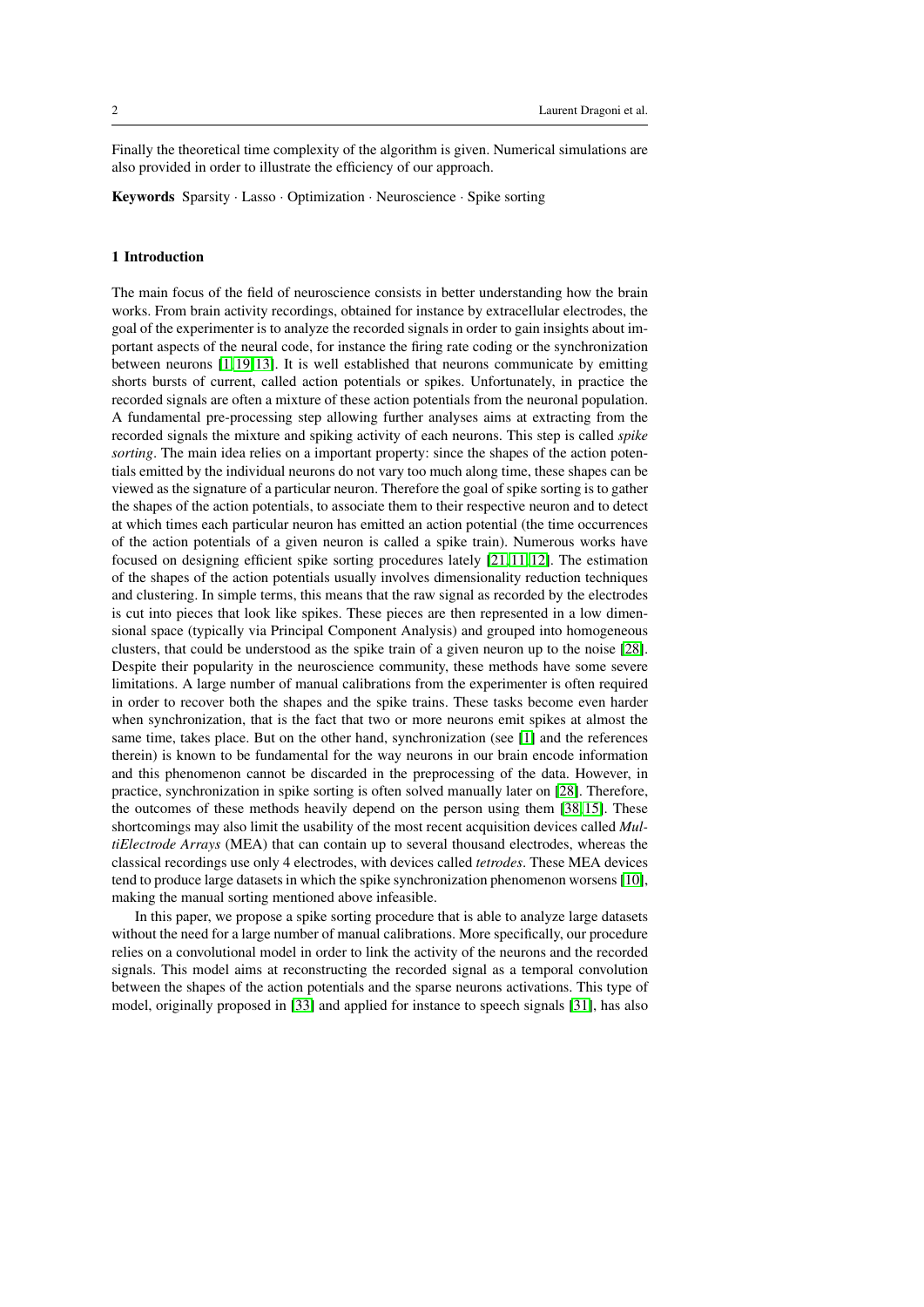Finally the theoretical time complexity of the algorithm is given. Numerical simulations are also provided in order to illustrate the efficiency of our approach.

**Keywords** Sparsity · Lasso · Optimization · Neuroscience · Spike sorting

## 1 Introduction

The main focus of the field of neuroscience consists in better understanding how the brain works. From brain activity recordings, obtained for instance by extracellular electrodes, the goal of the experimenter is to analyze the recorded signals in order to gain insights about important aspects of the neural code, for instance the firing rate coding or the synchronization between neurons [1,19,13]. It is well established that neurons communicate by emitting shorts bursts of current, called action potentials or spikes. Unfortunately, in practice the recorded signals are often a mixture of these action potentials from the neuronal population. A fundamental pre-processing step allowing further analyses aims at extracting from the recorded signals the mixture and spiking activity of each neurons. This step is called *spike sorting*. The main idea relies on a important property: since the shapes of the action potentials emitted by the individual neurons do not vary too much along time, these shapes can be viewed as the signature of a particular neuron. Therefore the goal of spike sorting is to gather the shapes of the action potentials, to associate them to their respective neuron and to detect at which times each particular neuron has emitted an action potential (the time occurrences of the action potentials of a given neuron is called a spike train). Numerous works have focused on designing efficient spike sorting procedures lately [21,11,12]. The estimation of the shapes of the action potentials usually involves dimensionality reduction techniques and clustering. In simple terms, this means that the raw signal as recorded by the electrodes is cut into pieces that look like spikes. These pieces are then represented in a low dimensional space (typically via Principal Component Analysis) and grouped into homogeneous clusters, that could be understood as the spike train of a given neuron up to the noise [28]. Despite their popularity in the neuroscience community, these methods have some severe limitations. A large number of manual calibrations from the experimenter is often required in order to recover both the shapes and the spike trains. These tasks become even harder when synchronization, that is the fact that two or more neurons emit spikes at almost the same time, takes place. But on the other hand, synchronization (see [1] and the references therein) is known to be fundamental for the way neurons in our brain encode information and this phenomenon cannot be discarded in the preprocessing of the data. However, in practice, synchronization in spike sorting is often solved manually later on [28]. Therefore, the outcomes of these methods heavily depend on the person using them [38,15]. These shortcomings may also limit the usability of the most recent acquisition devices called *MultiElectrode Arrays* (MEA) that can contain up to several thousand electrodes, whereas the classical recordings use only 4 electrodes, with devices called *tetrodes*. These MEA devices tend to produce large datasets in which the spike synchronization phenomenon worsens [10], making the manual sorting mentioned above infeasible.

In this paper, we propose a spike sorting procedure that is able to analyze large datasets without the need for a large number of manual calibrations. More specifically, our procedure relies on a convolutional model in order to link the activity of the neurons and the recorded signals. This model aims at reconstructing the recorded signal as a temporal convolution between the shapes of the action potentials and the sparse neurons activations. This type of model, originally proposed in [33] and applied for instance to speech signals [31], has also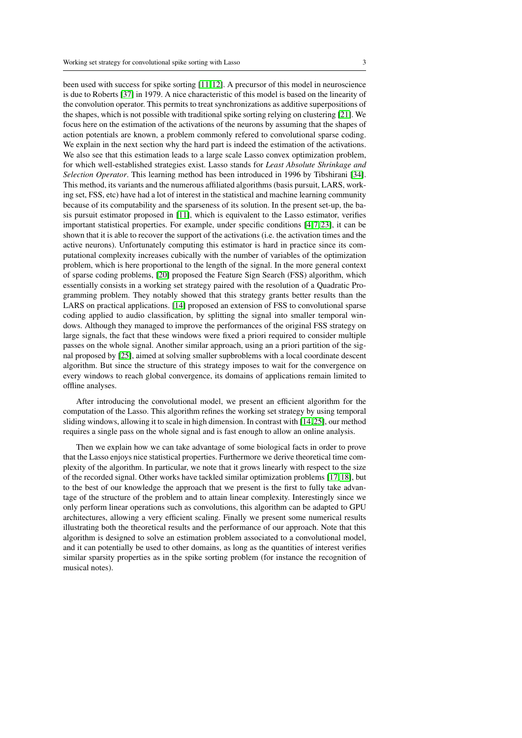been used with success for spike sorting [11,12]. A precursor of this model in neuroscience is due to Roberts [37] in 1979. A nice characteristic of this model is based on the linearity of the convolution operator. This permits to treat synchronizations as additive superpositions of the shapes, which is not possible with traditional spike sorting relying on clustering [21]. We focus here on the estimation of the activations of the neurons by assuming that the shapes of action potentials are known, a problem commonly refered to convolutional sparse coding. We explain in the next section why the hard part is indeed the estimation of the activations. We also see that this estimation leads to a large scale Lasso convex optimization problem, for which well-established strategies exist. Lasso stands for *Least Absolute Shrinkage and Selection Operator*. This learning method has been introduced in 1996 by Tibshirani [34]. This method, its variants and the numerous affiliated algorithms (basis pursuit, LARS, working set, FSS, etc) have had a lot of interest in the statistical and machine learning community because of its computability and the sparseness of its solution. In the present set-up, the basis pursuit estimator proposed in [11], which is equivalent to the Lasso estimator, verifies important statistical properties. For example, under specific conditions [4,7,23], it can be shown that it is able to recover the support of the activations (i.e. the activation times and the active neurons). Unfortunately computing this estimator is hard in practice since its computational complexity increases cubically with the number of variables of the optimization problem, which is here proportional to the length of the signal. In the more general context of sparse coding problems, [20] proposed the Feature Sign Search (FSS) algorithm, which essentially consists in a working set strategy paired with the resolution of a Quadratic Programming problem. They notably showed that this strategy grants better results than the LARS on practical applications. [14] proposed an extension of FSS to convolutional sparse coding applied to audio classification, by splitting the signal into smaller temporal windows. Although they managed to improve the performances of the original FSS strategy on large signals, the fact that these windows were fixed a priori required to consider multiple passes on the whole signal. Another similar approach, using an a priori partition of the signal proposed by [25], aimed at solving smaller supbroblems with a local coordinate descent algorithm. But since the structure of this strategy imposes to wait for the convergence on every windows to reach global convergence, its domains of applications remain limited to offline analyses.

After introducing the convolutional model, we present an efficient algorithm for the computation of the Lasso. This algorithm refines the working set strategy by using temporal sliding windows, allowing it to scale in high dimension. In contrast with [14,25], our method requires a single pass on the whole signal and is fast enough to allow an online analysis.

Then we explain how we can take advantage of some biological facts in order to prove that the Lasso enjoys nice statistical properties. Furthermore we derive theoretical time complexity of the algorithm. In particular, we note that it grows linearly with respect to the size of the recorded signal. Other works have tackled similar optimization problems [17,18], but to the best of our knowledge the approach that we present is the first to fully take advantage of the structure of the problem and to attain linear complexity. Interestingly since we only perform linear operations such as convolutions, this algorithm can be adapted to GPU architectures, allowing a very efficient scaling. Finally we present some numerical results illustrating both the theoretical results and the performance of our approach. Note that this algorithm is designed to solve an estimation problem associated to a convolutional model, and it can potentially be used to other domains, as long as the quantities of interest verifies similar sparsity properties as in the spike sorting problem (for instance the recognition of musical notes).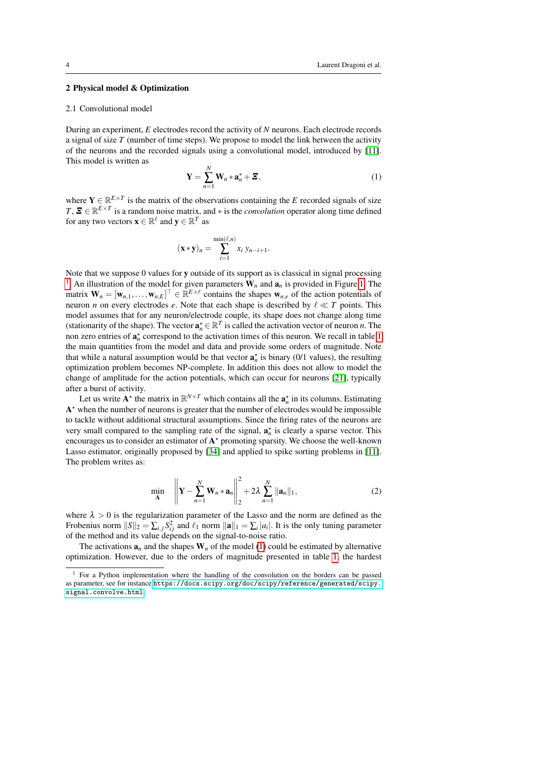## 2 Physical model & Optimization

### 2.1 Convolutional model

During an experiment, $E$ electrodes record the activity of $N$ neurons. Each electrode records a signal of size $T$ (number of time steps). We propose to model the link between the activity of the neurons and the recorded signals using a convolutional model, introduced by [11]. This model is written as

$$\mathbf{Y} = \sum_{n=1}^{N} \mathbf{W}_n * \mathbf{a}_n^\star + \boldsymbol{\Xi}, \tag{1}$$

where $\mathbf{Y} \in \mathbb{R}^{E \times T}$ is the matrix of the observations containing the $E$ recorded signals of size $T$, $\boldsymbol{\Xi} \in \mathbb{R}^{E \times T}$ is a random noise matrix, and $*$ is the *convolution* operator along time defined for any two vectors $\mathbf{x} \in \mathbb{R}^{\ell}$ and $\mathbf{y} \in \mathbb{R}^{T}$ as

$$(\mathbf{x} * \mathbf{y})_n = \sum_{i=1}^{\min(\ell,n)} x_i \, y_{n-i+1}.$$

Note that we suppose 0 values for $\mathbf{y}$ outside of its support as is classical in signal processing [1]. An illustration of the model for given parameters $\mathbf{W}_n$ and $\mathbf{a}_n$ is provided in Figure 1. The matrix $\mathbf{W}_n = [\mathbf{w}_{n,1}, \ldots, \mathbf{w}_{n,E}]^\top \in \mathbb{R}^{E \times \ell}$ contains the shapes $\mathbf{w}_{n,e}$ of the action potentials of neuron $n$ on every electrodes $e$. Note that each shape is described by $\ell \ll T$ points. This model assumes that for any neuron/electrode couple, its shape does not change along time (stationarity of the shape). The vector $\mathbf{a}_n^\star \in \mathbb{R}^T$ is called the activation vector of neuron $n$. The non zero entries of $\mathbf{a}_n^\star$ correspond to the activation times of this neuron. We recall in table 1 the main quantities from the model and data and provide some orders of magnitude. Note that while a natural assumption would be that vector $\mathbf{a}_n^\star$ is binary (0/1 values), the resulting optimization problem becomes NP-complete. In addition this does not allow to model the change of amplitude for the action potentials, which can occur for neurons [21], typically after a burst of activity.

Let us write $\mathbf{A}^\star$ the matrix in $\mathbb{R}^{N \times T}$ which contains all the $\mathbf{a}_n^\star$ in its columns. Estimating $\mathbf{A}^\star$ when the number of neurons is greater that the number of electrodes would be impossible to tackle without additional structural assumptions. Since the firing rates of the neurons are very small compared to the sampling rate of the signal, $\mathbf{a}_n^\star$ is clearly a sparse vector. This encourages us to consider an estimator of $\mathbf{A}^\star$ promoting sparsity. We choose the well-known Lasso estimator, originally proposed by [34] and applied to spike sorting problems in [11]. The problem writes as:

$$\min_{\mathbf{A}} \left\| \mathbf{Y} - \sum_{n=1}^{N} \mathbf{W}_n * \mathbf{a}_n \right\|_2^2 + 2\lambda \sum_{n=1}^{N} \|\mathbf{a}_n\|_1, \tag{2}$$

where $\lambda > 0$ is the regularization parameter of the Lasso and the norm are defined as the Frobenius norm $\|S\|_2 = \sum_{i,j} S_{ij}^2$ and $\ell_1$ norm $\|\mathbf{a}\|_1 = \sum_i |a_i|$. It is the only tuning parameter of the method and its value depends on the signal-to-noise ratio.

The activations $\mathbf{a}_n$ and the shapes $\mathbf{W}_n$ of the model (1) could be estimated by alternative optimization. However, due to the orders of magnitude presented in table 1, the hardest

[1] For a Python implementation where the handling of the convolution on the borders can be passed as parameter, see for instance https://docs.scipy.org/doc/scipy/reference/generated/scipy.signal.convolve.html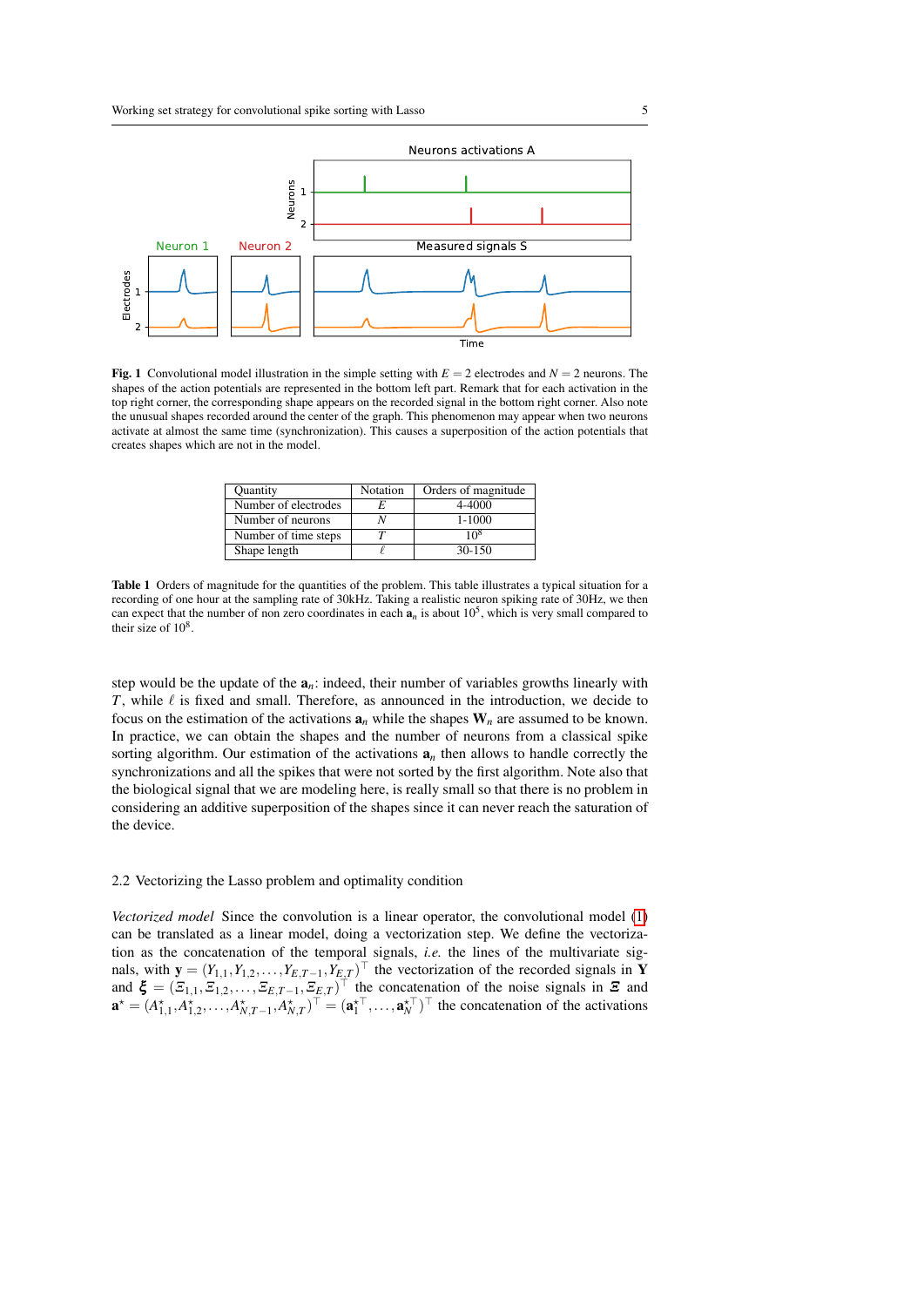**Fig. 1** Convolutional model illustration in the simple setting with $E = 2$ electrodes and $N = 2$ neurons. The shapes of the action potentials are represented in the bottom left part. Remark that for each activation in the top right corner, the corresponding shape appears on the recorded signal in the bottom right corner. Also note the unusual shapes recorded around the center of the graph. This phenomenon may appear when two neurons activate at almost the same time (synchronization). This causes a superposition of the action potentials that creates shapes which are not in the model.

| Quantity | Notation | Orders of magnitude |
|---|---|---|
| Number of electrodes | $E$ | 4-4000 |
| Number of neurons | $N$ | 1-1000 |
| Number of time steps | $T$ | $10^8$ |
| Shape length | $\ell$ | 30-150 |

**Table 1** Orders of magnitude for the quantities of the problem. This table illustrates a typical situation for a recording of one hour at the sampling rate of 30kHz. Taking a realistic neuron spiking rate of 30Hz, we then can expect that the number of non zero coordinates in each $\mathbf{a}_n$ is about $10^5$, which is very small compared to their size of $10^8$.

step would be the update of the $\mathbf{a}_n$: indeed, their number of variables growths linearly with $T$, while $\ell$ is fixed and small. Therefore, as announced in the introduction, we decide to focus on the estimation of the activations $\mathbf{a}_n$ while the shapes $\mathbf{W}_n$ are assumed to be known. In practice, we can obtain the shapes and the number of neurons from a classical spike sorting algorithm. Our estimation of the activations $\mathbf{a}_n$ then allows to handle correctly the synchronizations and all the spikes that were not sorted by the first algorithm. Note also that the biological signal that we are modeling here, is really small so that there is no problem in considering an additive superposition of the shapes since it can never reach the saturation of the device.

## 2.2 Vectorizing the Lasso problem and optimality condition

*Vectorized model* Since the convolution is a linear operator, the convolutional model (1) can be translated as a linear model, doing a vectorization step. We define the vectorization as the concatenation of the temporal signals, *i.e.* the lines of the multivariate signals, with $\mathbf{y} = (Y_{1,1}, Y_{1,2}, \ldots, Y_{E,T-1}, Y_{E,T})^\top$ the vectorization of the recorded signals in $\mathbf{Y}$ and $\boldsymbol{\xi} = (\Xi_{1,1}, \Xi_{1,2}, \ldots, \Xi_{E,T-1}, \Xi_{E,T})^\top$ the concatenation of the noise signals in $\boldsymbol{\Xi}$ and $\mathbf{a}^\star = (A^\star_{1,1}, A^\star_{1,2}, \ldots, A^\star_{N,T-1}, A^\star_{N,T})^\top = (\mathbf{a}_1^{\star\top}, \ldots, \mathbf{a}_N^{\star\top})^\top$ the concatenation of the activations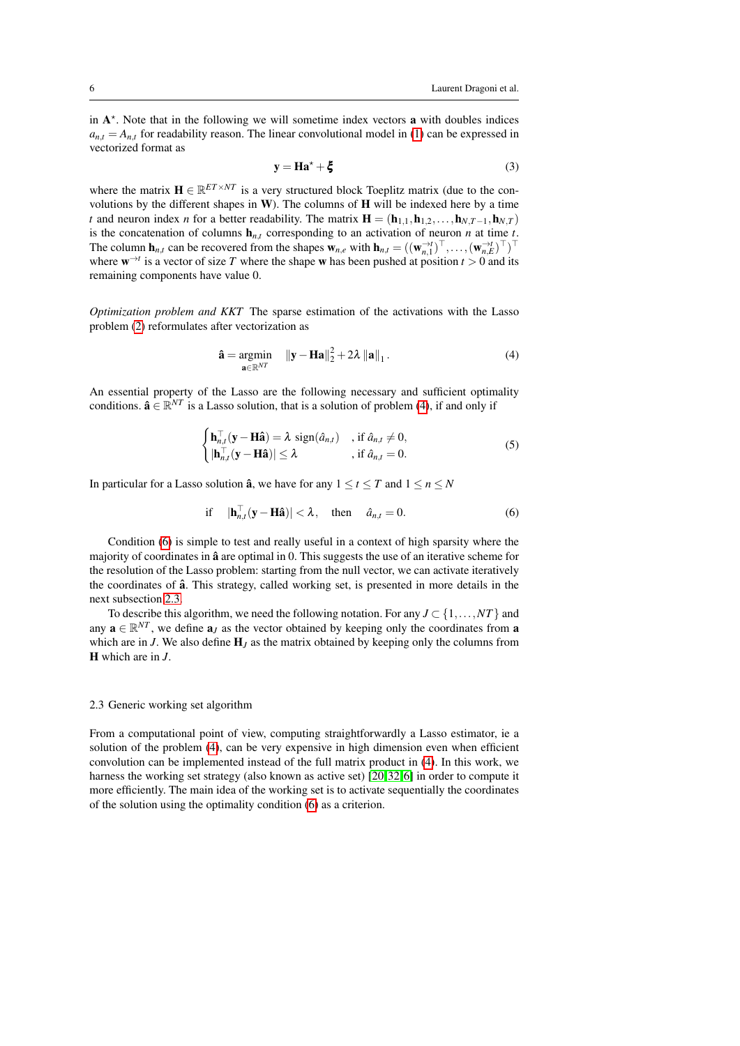in $\mathbf{A}^\star$. Note that in the following we will sometime index vectors $\mathbf{a}$ with doubles indices $a_{n,t} = A_{n,t}$ for readability reason. The linear convolutional model in (1) can be expressed in vectorized format as

$$\mathbf{y} = \mathbf{H}\mathbf{a}^\star + \boldsymbol{\xi} \tag{3}$$

where the matrix $\mathbf{H} \in \mathbb{R}^{ET \times NT}$ is a very structured block Toeplitz matrix (due to the convolutions by the different shapes in $\mathbf{W}$). The columns of $\mathbf{H}$ will be indexed here by a time $t$ and neuron index $n$ for a better readability. The matrix $\mathbf{H} = (\mathbf{h}_{1,1}, \mathbf{h}_{1,2}, \ldots, \mathbf{h}_{N,T-1}, \mathbf{h}_{N,T})$ is the concatenation of columns $\mathbf{h}_{n,t}$ corresponding to an activation of neuron $n$ at time $t$. The column $\mathbf{h}_{n,t}$ can be recovered from the shapes $\mathbf{w}_{n,e}$ with $\mathbf{h}_{n,t} = ((\mathbf{w}_{n,1}^{\rightarrow t})^\top, \ldots, (\mathbf{w}_{n,E}^{\rightarrow t})^\top)^\top$ where $\mathbf{w}^{\rightarrow t}$ is a vector of size $T$ where the shape $\mathbf{w}$ has been pushed at position $t > 0$ and its remaining components have value 0.

*Optimization problem and KKT* The sparse estimation of the activations with the Lasso problem (2) reformulates after vectorization as

$$\hat{\mathbf{a}} = \underset{\mathbf{a} \in \mathbb{R}^{NT}}{\text{argmin}} \quad \|\mathbf{y} - \mathbf{H}\mathbf{a}\|_2^2 + 2\lambda \|\mathbf{a}\|_1 . \tag{4}$$

An essential property of the Lasso are the following necessary and sufficient optimality conditions. $\hat{\mathbf{a}} \in \mathbb{R}^{NT}$ is a Lasso solution, that is a solution of problem (4), if and only if

$$\begin{cases} \mathbf{h}_{n,t}^\top (\mathbf{y} - \mathbf{H}\hat{\mathbf{a}}) = \lambda \, \text{sign}(\hat{a}_{n,t}) & \text{, if } \hat{a}_{n,t} \neq 0, \\ |\mathbf{h}_{n,t}^\top (\mathbf{y} - \mathbf{H}\hat{\mathbf{a}})| \leq \lambda & \text{, if } \hat{a}_{n,t} = 0. \end{cases} \tag{5}$$

In particular for a Lasso solution $\hat{\mathbf{a}}$, we have for any $1 \leq t \leq T$ and $1 \leq n \leq N$

$$\text{if} \quad |\mathbf{h}_{n,t}^\top (\mathbf{y} - \mathbf{H}\hat{\mathbf{a}})| < \lambda, \quad \text{then} \quad \hat{a}_{n,t} = 0. \tag{6}$$

Condition (6) is simple to test and really useful in a context of high sparsity where the majority of coordinates in $\hat{\mathbf{a}}$ are optimal in 0. This suggests the use of an iterative scheme for the resolution of the Lasso problem: starting from the null vector, we can activate iteratively the coordinates of $\hat{\mathbf{a}}$. This strategy, called working set, is presented in more details in the next subsection 2.3.

To describe this algorithm, we need the following notation. For any $J \subset \{1, \ldots, NT\}$ and any $\mathbf{a} \in \mathbb{R}^{NT}$, we define $\mathbf{a}_J$ as the vector obtained by keeping only the coordinates from $\mathbf{a}$ which are in $J$. We also define $\mathbf{H}_J$ as the matrix obtained by keeping only the columns from $\mathbf{H}$ which are in $J$.

### 2.3 Generic working set algorithm

From a computational point of view, computing straightforwardly a Lasso estimator, ie a solution of the problem (4), can be very expensive in high dimension even when efficient convolution can be implemented instead of the full matrix product in (4). In this work, we harness the working set strategy (also known as active set) [20, 32, 6] in order to compute it more efficiently. The main idea of the working set is to activate sequentially the coordinates of the solution using the optimality condition (6) as a criterion.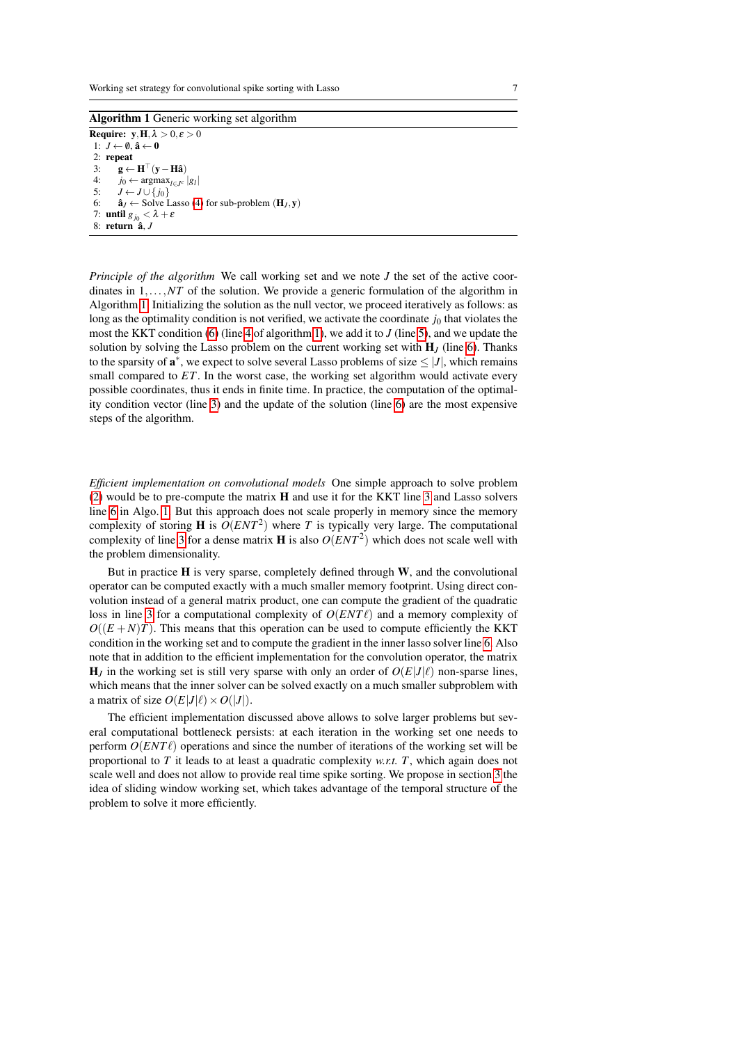**Algorithm 1** Generic working set algorithm

```
Require: y, H, λ > 0, ε > 0
1: J ← ∅, â ← 0
2: repeat
3:    g ← H^⊤(y − Hâ)
4:    j_0 ← argmax_{l∈J^c} |g_l|
5:    J ← J ∪ {j_0}
6:    â_J ← Solve Lasso (4) for sub-problem (H_J, y)
7: until g_{j_0} < λ + ε
8: return â, J
```

*Principle of the algorithm* We call working set and we note $J$ the set of the active coordinates in $1,\ldots,NT$ of the solution. We provide a generic formulation of the algorithm in Algorithm 1. Initializing the solution as the null vector, we proceed iteratively as follows: as long as the optimality condition is not verified, we activate the coordinate $j_0$ that violates the most the KKT condition (6) (line 4 of algorithm 1), we add it to $J$ (line 5), and we update the solution by solving the Lasso problem on the current working set with $\mathbf{H}_J$ (line 6). Thanks to the sparsity of $\mathbf{a}^*$, we expect to solve several Lasso problems of size $\leq |J|$, which remains small compared to $ET$. In the worst case, the working set algorithm would activate every possible coordinates, thus it ends in finite time. In practice, the computation of the optimality condition vector (line 3) and the update of the solution (line 6) are the most expensive steps of the algorithm.

*Efficient implementation on convolutional models* One simple approach to solve problem (2) would be to pre-compute the matrix $\mathbf{H}$ and use it for the KKT line 3 and Lasso solvers line 6 in Algo. 1. But this approach does not scale properly in memory since the memory complexity of storing $\mathbf{H}$ is $O(ENT^2)$ where $T$ is typically very large. The computational complexity of line 3 for a dense matrix $\mathbf{H}$ is also $O(ENT^2)$ which does not scale well with the problem dimensionality.

But in practice $\mathbf{H}$ is very sparse, completely defined through $\mathbf{W}$, and the convolutional operator can be computed exactly with a much smaller memory footprint. Using direct convolution instead of a general matrix product, one can compute the gradient of the quadratic loss in line 3 for a computational complexity of $O(ENT\ell)$ and a memory complexity of $O((E+N)T)$. This means that this operation can be used to compute efficiently the KKT condition in the working set and to compute the gradient in the inner lasso solver line 6. Also note that in addition to the efficient implementation for the convolution operator, the matrix $\mathbf{H}_J$ in the working set is still very sparse with only an order of $O(E|J|\ell)$ non-sparse lines, which means that the inner solver can be solved exactly on a much smaller subproblem with a matrix of size $O(E|J|\ell) \times O(|J|)$.

The efficient implementation discussed above allows to solve larger problems but several computational bottleneck persists: at each iteration in the working set one needs to perform $O(ENT\ell)$ operations and since the number of iterations of the working set will be proportional to $T$ it leads to at least a quadratic complexity *w.r.t.* $T$, which again does not scale well and does not allow to provide real time spike sorting. We propose in section 3 the idea of sliding window working set, which takes advantage of the temporal structure of the problem to solve it more efficiently.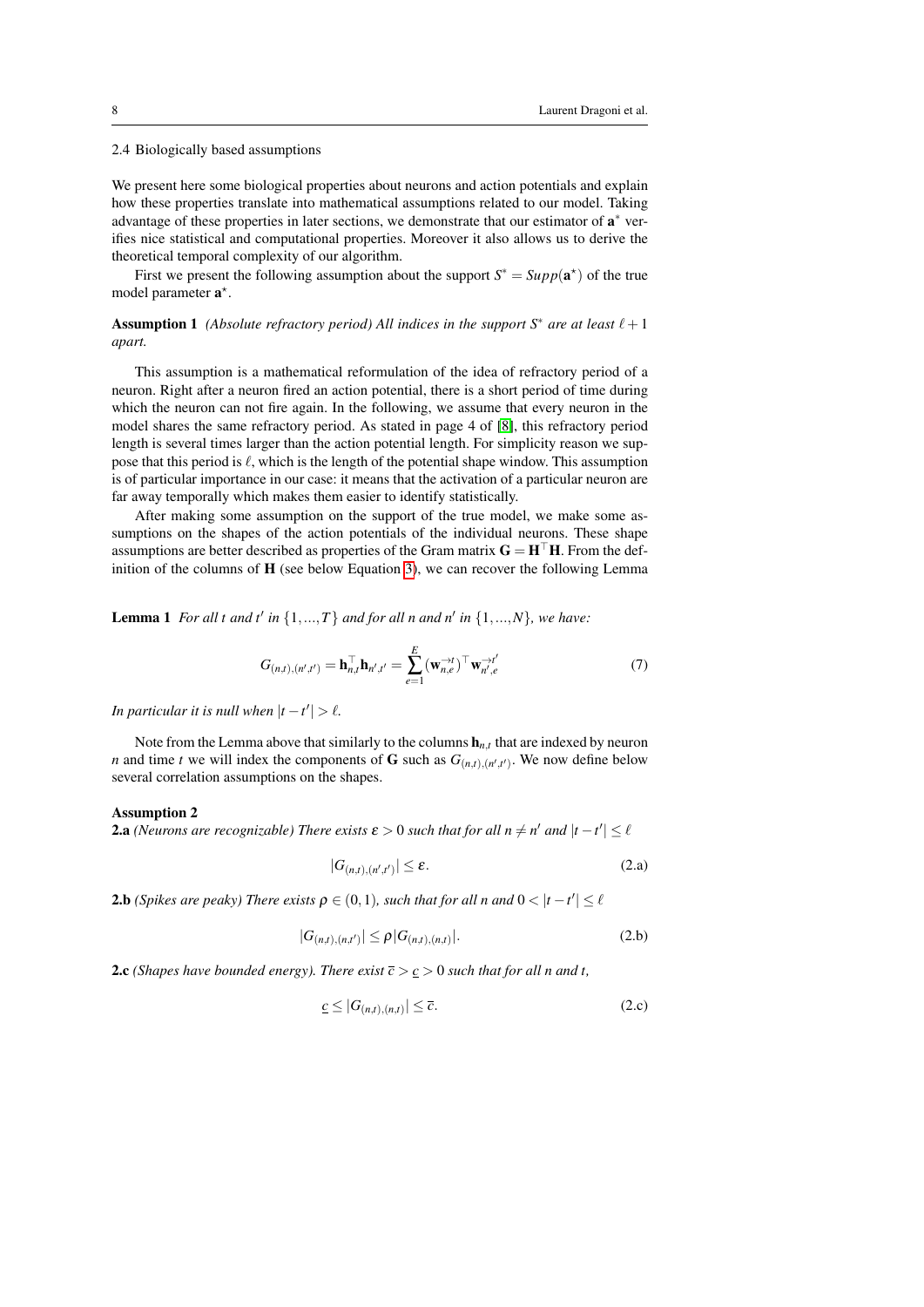### 2.4 Biologically based assumptions

We present here some biological properties about neurons and action potentials and explain how these properties translate into mathematical assumptions related to our model. Taking advantage of these properties in later sections, we demonstrate that our estimator of $\mathbf{a}^*$ verifies nice statistical and computational properties. Moreover it also allows us to derive the theoretical temporal complexity of our algorithm.

First we present the following assumption about the support $S^* = Supp(\mathbf{a}^\star)$ of the true model parameter $\mathbf{a}^\star$.

**Assumption 1** *(Absolute refractory period) All indices in the support $S^*$ are at least $\ell+1$ apart.*

This assumption is a mathematical reformulation of the idea of refractory period of a neuron. Right after a neuron fired an action potential, there is a short period of time during which the neuron can not fire again. In the following, we assume that every neuron in the model shares the same refractory period. As stated in page 4 of [8], this refractory period length is several times larger than the action potential length. For simplicity reason we suppose that this period is $\ell$, which is the length of the potential shape window. This assumption is of particular importance in our case: it means that the activation of a particular neuron are far away temporally which makes them easier to identify statistically.

After making some assumption on the support of the true model, we make some assumptions on the shapes of the action potentials of the individual neurons. These shape assumptions are better described as properties of the Gram matrix $\mathbf{G} = \mathbf{H}^\top \mathbf{H}$. From the definition of the columns of $\mathbf{H}$ (see below Equation 3), we can recover the following Lemma

**Lemma 1** *For all $t$ and $t'$ in $\{1,...,T\}$ and for all $n$ and $n'$ in $\{1,...,N\}$, we have:*

$$G_{(n,t),(n',t')} = \mathbf{h}_{n,t}^\top \mathbf{h}_{n',t'} = \sum_{e=1}^{E} (\mathbf{w}_{n,e}^{\to t})^\top \mathbf{w}_{n',e}^{\to t'} \tag{7}$$

*In particular it is null when $|t-t'| > \ell$.*

Note from the Lemma above that similarly to the columns $\mathbf{h}_{n,t}$ that are indexed by neuron $n$ and time $t$ we will index the components of $\mathbf{G}$ such as $G_{(n,t),(n',t')}$. We now define below several correlation assumptions on the shapes.

**Assumption 2**
**2.a** *(Neurons are recognizable) There exists $\varepsilon > 0$ such that for all $n \neq n'$ and $|t-t'| \le \ell$*

$$|G_{(n,t),(n',t')}| \le \varepsilon. \tag{2.a}$$

**2.b** *(Spikes are peaky) There exists $\rho \in (0,1)$, such that for all $n$ and $0 < |t-t'| \le \ell$*

$$|G_{(n,t),(n,t')}| \le \rho |G_{(n,t),(n,t)}|. \tag{2.b}$$

**2.c** *(Shapes have bounded energy). There exist $\bar{c} > \underline{c} > 0$ such that for all $n$ and $t$,*

$$\underline{c} \le |G_{(n,t),(n,t)}| \le \bar{c}. \tag{2.c}$$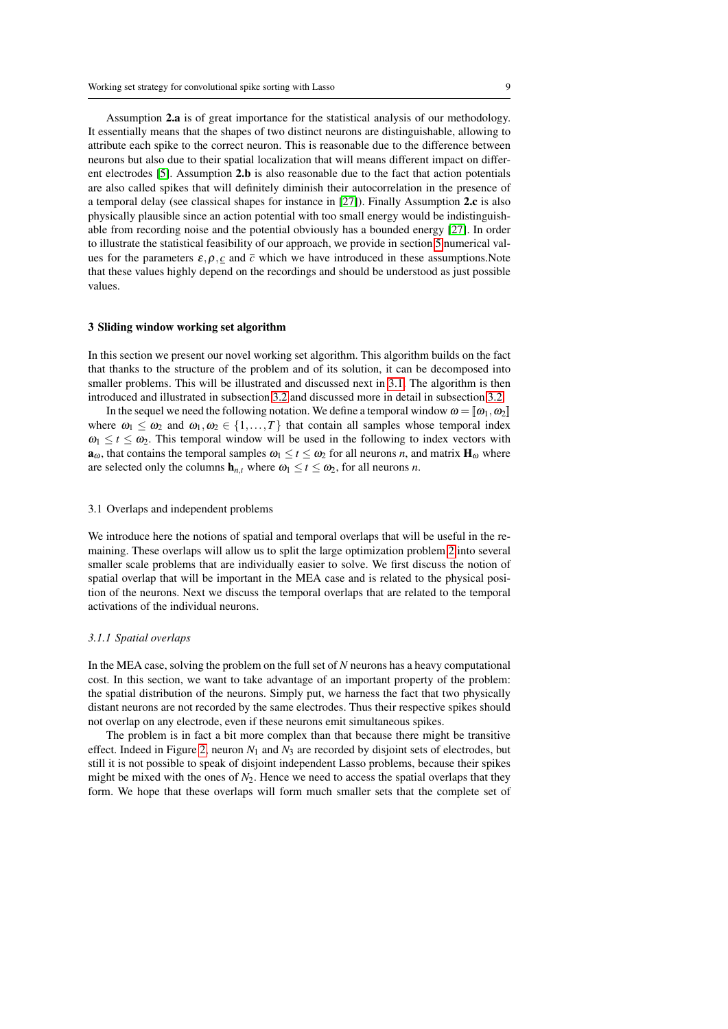Assumption **2.a** is of great importance for the statistical analysis of our methodology. It essentially means that the shapes of two distinct neurons are distinguishable, allowing to attribute each spike to the correct neuron. This is reasonable due to the difference between neurons but also due to their spatial localization that will means different impact on different electrodes [5]. Assumption **2.b** is also reasonable due to the fact that action potentials are also called spikes that will definitely diminish their autocorrelation in the presence of a temporal delay (see classical shapes for instance in [27]). Finally Assumption **2.c** is also physically plausible since an action potential with too small energy would be indistinguishable from recording noise and the potential obviously has a bounded energy [27]. In order to illustrate the statistical feasibility of our approach, we provide in section 5 numerical values for the parameters $\varepsilon, \rho, \underline{c}$ and $\overline{c}$ which we have introduced in these assumptions.Note that these values highly depend on the recordings and should be understood as just possible values.

## 3 Sliding window working set algorithm

In this section we present our novel working set algorithm. This algorithm builds on the fact that thanks to the structure of the problem and of its solution, it can be decomposed into smaller problems. This will be illustrated and discussed next in 3.1. The algorithm is then introduced and illustrated in subsection 3.2 and discussed more in detail in subsection 3.2.

In the sequel we need the following notation. We define a temporal window $\omega = [\![\omega_1, \omega_2]\!]$ where $\omega_1 \leq \omega_2$ and $\omega_1, \omega_2 \in \{1, \ldots, T\}$ that contain all samples whose temporal index $\omega_1 \leq t \leq \omega_2$. This temporal window will be used in the following to index vectors with $\mathbf{a}_\omega$, that contains the temporal samples $\omega_1 \leq t \leq \omega_2$ for all neurons $n$, and matrix $\mathbf{H}_\omega$ where are selected only the columns $\mathbf{h}_{n,t}$ where $\omega_1 \leq t \leq \omega_2$, for all neurons $n$.

### 3.1 Overlaps and independent problems

We introduce here the notions of spatial and temporal overlaps that will be useful in the remaining. These overlaps will allow us to split the large optimization problem 2 into several smaller scale problems that are individually easier to solve. We first discuss the notion of spatial overlap that will be important in the MEA case and is related to the physical position of the neurons. Next we discuss the temporal overlaps that are related to the temporal activations of the individual neurons.

#### *3.1.1 Spatial overlaps*

In the MEA case, solving the problem on the full set of $N$ neurons has a heavy computational cost. In this section, we want to take advantage of an important property of the problem: the spatial distribution of the neurons. Simply put, we harness the fact that two physically distant neurons are not recorded by the same electrodes. Thus their respective spikes should not overlap on any electrode, even if these neurons emit simultaneous spikes.

The problem is in fact a bit more complex than that because there might be transitive effect. Indeed in Figure 2, neuron $N_1$ and $N_3$ are recorded by disjoint sets of electrodes, but still it is not possible to speak of disjoint independent Lasso problems, because their spikes might be mixed with the ones of $N_2$. Hence we need to access the spatial overlaps that they form. We hope that these overlaps will form much smaller sets that the complete set of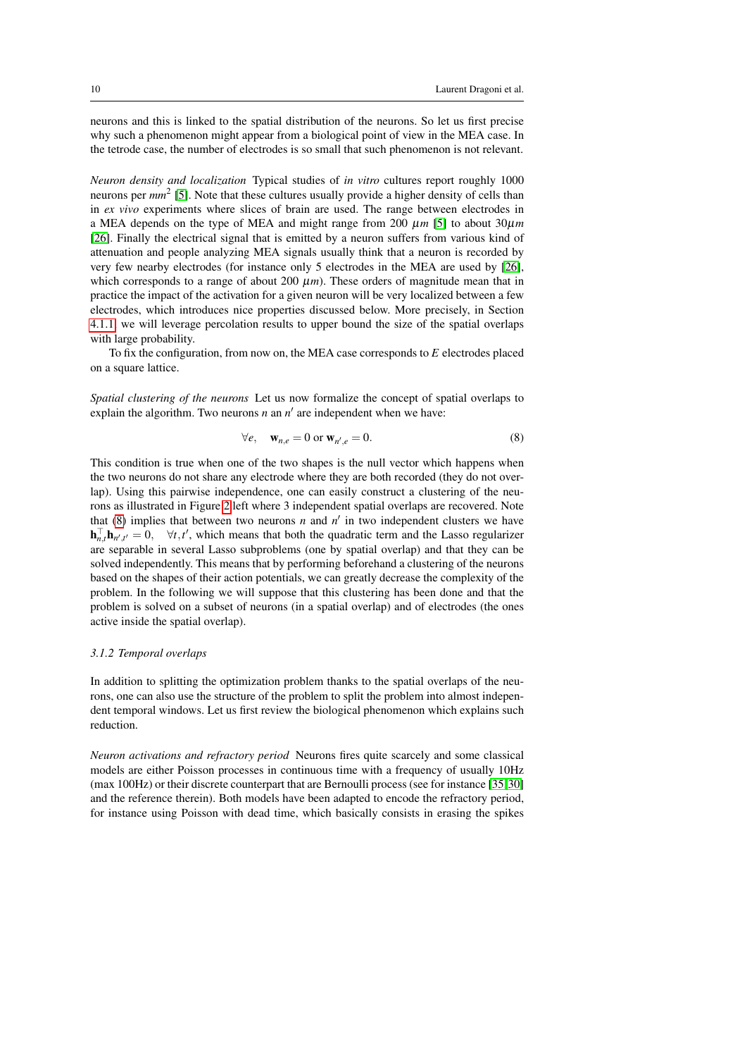neurons and this is linked to the spatial distribution of the neurons. So let us first precise why such a phenomenon might appear from a biological point of view in the MEA case. In the tetrode case, the number of electrodes is so small that such phenomenon is not relevant.

*Neuron density and localization* Typical studies of *in vitro* cultures report roughly 1000 neurons per $mm^2$ [5]. Note that these cultures usually provide a higher density of cells than in *ex vivo* experiments where slices of brain are used. The range between electrodes in a MEA depends on the type of MEA and might range from 200 $\mu m$ [5] to about 30$\mu m$ [26]. Finally the electrical signal that is emitted by a neuron suffers from various kind of attenuation and people analyzing MEA signals usually think that a neuron is recorded by very few nearby electrodes (for instance only 5 electrodes in the MEA are used by [26], which corresponds to a range of about 200 $\mu m$). These orders of magnitude mean that in practice the impact of the activation for a given neuron will be very localized between a few electrodes, which introduces nice properties discussed below. More precisely, in Section 4.1.1 we will leverage percolation results to upper bound the size of the spatial overlaps with large probability.

To fix the configuration, from now on, the MEA case corresponds to $E$ electrodes placed on a square lattice.

*Spatial clustering of the neurons* Let us now formalize the concept of spatial overlaps to explain the algorithm. Two neurons $n$ an $n'$ are independent when we have:

$$\forall e, \quad \mathbf{w}_{n,e} = 0 \text{ or } \mathbf{w}_{n',e} = 0. \tag{8}$$

This condition is true when one of the two shapes is the null vector which happens when the two neurons do not share any electrode where they are both recorded (they do not overlap). Using this pairwise independence, one can easily construct a clustering of the neurons as illustrated in Figure 2 left where 3 independent spatial overlaps are recovered. Note that (8) implies that between two neurons $n$ and $n'$ in two independent clusters we have $\mathbf{h}_{n,t}^{\top}\mathbf{h}_{n',t'} = 0, \quad \forall t, t'$, which means that both the quadratic term and the Lasso regularizer are separable in several Lasso subproblems (one by spatial overlap) and that they can be solved independently. This means that by performing beforehand a clustering of the neurons based on the shapes of their action potentials, we can greatly decrease the complexity of the problem. In the following we will suppose that this clustering has been done and that the problem is solved on a subset of neurons (in a spatial overlap) and of electrodes (the ones active inside the spatial overlap).

### 3.1.2 Temporal overlaps

In addition to splitting the optimization problem thanks to the spatial overlaps of the neurons, one can also use the structure of the problem to split the problem into almost independent temporal windows. Let us first review the biological phenomenon which explains such reduction.

*Neuron activations and refractory period* Neurons fires quite scarcely and some classical models are either Poisson processes in continuous time with a frequency of usually 10Hz (max 100Hz) or their discrete counterpart that are Bernoulli process (see for instance [35,30] and the reference therein). Both models have been adapted to encode the refractory period, for instance using Poisson with dead time, which basically consists in erasing the spikes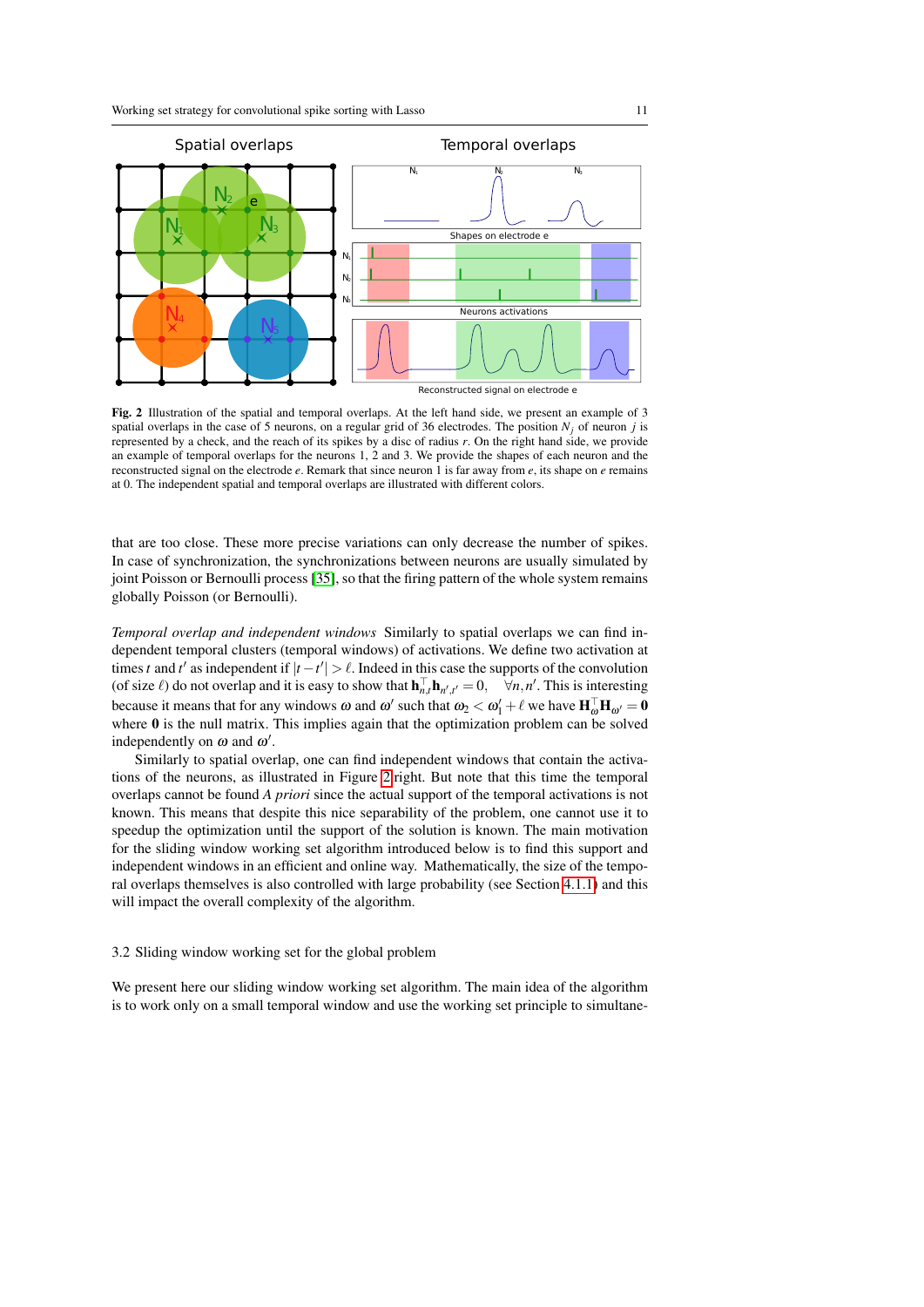**Fig. 2** Illustration of the spatial and temporal overlaps. At the left hand side, we present an example of 3 spatial overlaps in the case of 5 neurons, on a regular grid of 36 electrodes. The position $N_j$ of neuron $j$ is represented by a check, and the reach of its spikes by a disc of radius $r$. On the right hand side, we provide an example of temporal overlaps for the neurons 1, 2 and 3. We provide the shapes of each neuron and the reconstructed signal on the electrode $e$. Remark that since neuron 1 is far away from $e$, its shape on $e$ remains at 0. The independent spatial and temporal overlaps are illustrated with different colors.

that are too close. These more precise variations can only decrease the number of spikes. In case of synchronization, the synchronizations between neurons are usually simulated by joint Poisson or Bernoulli process [35], so that the firing pattern of the whole system remains globally Poisson (or Bernoulli).

*Temporal overlap and independent windows* Similarly to spatial overlaps we can find independent temporal clusters (temporal windows) of activations. We define two activation at times $t$ and $t'$ as independent if $|t-t'| > \ell$. Indeed in this case the supports of the convolution (of size $\ell$) do not overlap and it is easy to show that $\mathbf{h}_{n,t}^\top \mathbf{h}_{n',t'} = 0, \quad \forall n, n'$. This is interesting because it means that for any windows $\omega$ and $\omega'$ such that $\omega_2 < \omega'_1 + \ell$ we have $\mathbf{H}_\omega^\top \mathbf{H}_{\omega'} = \mathbf{0}$ where $\mathbf{0}$ is the null matrix. This implies again that the optimization problem can be solved independently on $\omega$ and $\omega'$.

Similarly to spatial overlap, one can find independent windows that contain the activations of the neurons, as illustrated in Figure 2 right. But note that this time the temporal overlaps cannot be found *A priori* since the actual support of the temporal activations is not known. This means that despite this nice separability of the problem, one cannot use it to speedup the optimization until the support of the solution is known. The main motivation for the sliding window working set algorithm introduced below is to find this support and independent windows in an efficient and online way. Mathematically, the size of the temporal overlaps themselves is also controlled with large probability (see Section 4.1.1) and this will impact the overall complexity of the algorithm.

### 3.2 Sliding window working set for the global problem

We present here our sliding window working set algorithm. The main idea of the algorithm is to work only on a small temporal window and use the working set principle to simultane-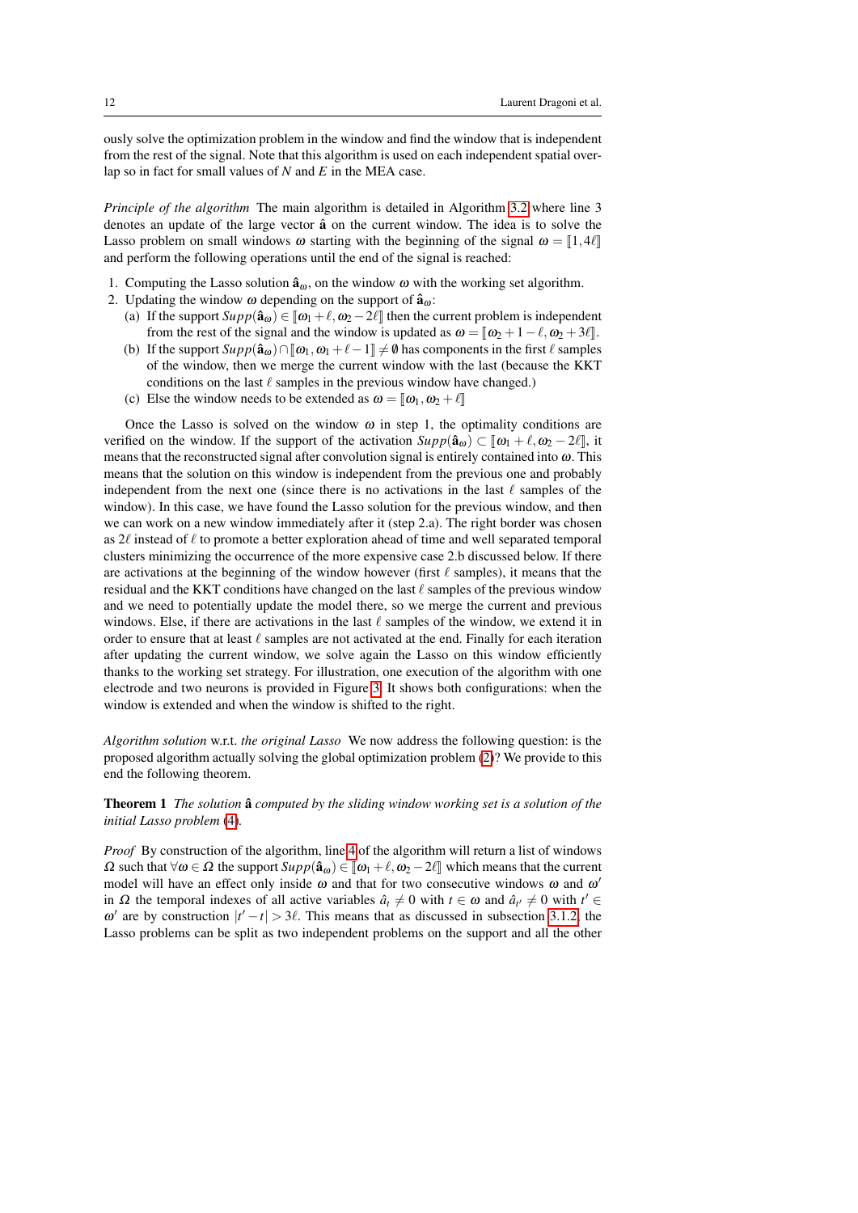ously solve the optimization problem in the window and find the window that is independent from the rest of the signal. Note that this algorithm is used on each independent spatial overlap so in fact for small values of $N$ and $E$ in the MEA case.

*Principle of the algorithm* The main algorithm is detailed in Algorithm 3.2 where line 3 denotes an update of the large vector $\hat{\mathbf{a}}$ on the current window. The idea is to solve the Lasso problem on small windows $\omega$ starting with the beginning of the signal $\omega = [\![1, 4\ell]\!]$ and perform the following operations until the end of the signal is reached:

1. Computing the Lasso solution $\hat{\mathbf{a}}_\omega$, on the window $\omega$ with the working set algorithm.
2. Updating the window $\omega$ depending on the support of $\hat{\mathbf{a}}_\omega$:
   (a) If the support $Supp(\hat{\mathbf{a}}_\omega) \in [\![\omega_1 + \ell, \omega_2 - 2\ell]\!]$ then the current problem is independent from the rest of the signal and the window is updated as $\omega = [\![\omega_2 + 1 - \ell, \omega_2 + 3\ell]\!]$.
   (b) If the support $Supp(\hat{\mathbf{a}}_\omega) \cap [\![\omega_1, \omega_1 + \ell - 1]\!] \neq \emptyset$ has components in the first $\ell$ samples of the window, then we merge the current window with the last (because the KKT conditions on the last $\ell$ samples in the previous window have changed.)
   (c) Else the window needs to be extended as $\omega = [\![\omega_1, \omega_2 + \ell]\!]$

Once the Lasso is solved on the window $\omega$ in step 1, the optimality conditions are verified on the window. If the support of the activation $Supp(\hat{\mathbf{a}}_\omega) \subset [\![\omega_1 + \ell, \omega_2 - 2\ell]\!]$, it means that the reconstructed signal after convolution signal is entirely contained into $\omega$. This means that the solution on this window is independent from the previous one and probably independent from the next one (since there is no activations in the last $\ell$ samples of the window). In this case, we have found the Lasso solution for the previous window, and then we can work on a new window immediately after it (step 2.a). The right border was chosen as $2\ell$ instead of $\ell$ to promote a better exploration ahead of time and well separated temporal clusters minimizing the occurrence of the more expensive case 2.b discussed below. If there are activations at the beginning of the window however (first $\ell$ samples), it means that the residual and the KKT conditions have changed on the last $\ell$ samples of the previous window and we need to potentially update the model there, so we merge the current and previous windows. Else, if there are activations in the last $\ell$ samples of the window, we extend it in order to ensure that at least $\ell$ samples are not activated at the end. Finally for each iteration after updating the current window, we solve again the Lasso on this window efficiently thanks to the working set strategy. For illustration, one execution of the algorithm with one electrode and two neurons is provided in Figure 3. It shows both configurations: when the window is extended and when the window is shifted to the right.

*Algorithm solution* w.r.t. *the original Lasso* We now address the following question: is the proposed algorithm actually solving the global optimization problem (2)? We provide to this end the following theorem.

**Theorem 1** *The solution $\hat{\mathbf{a}}$ computed by the sliding window working set is a solution of the initial Lasso problem* (4).

*Proof* By construction of the algorithm, line 4 of the algorithm will return a list of windows $\Omega$ such that $\forall \omega \in \Omega$ the support $Supp(\hat{\mathbf{a}}_\omega) \in [\![\omega_1 + \ell, \omega_2 - 2\ell]\!]$ which means that the current model will have an effect only inside $\omega$ and that for two consecutive windows $\omega$ and $\omega'$ in $\Omega$ the temporal indexes of all active variables $\hat{a}_t \neq 0$ with $t \in \omega$ and $\hat{a}_{t'} \neq 0$ with $t' \in \omega'$ are by construction $|t' - t| > 3\ell$. This means that as discussed in subsection 3.1.2, the Lasso problems can be split as two independent problems on the support and all the other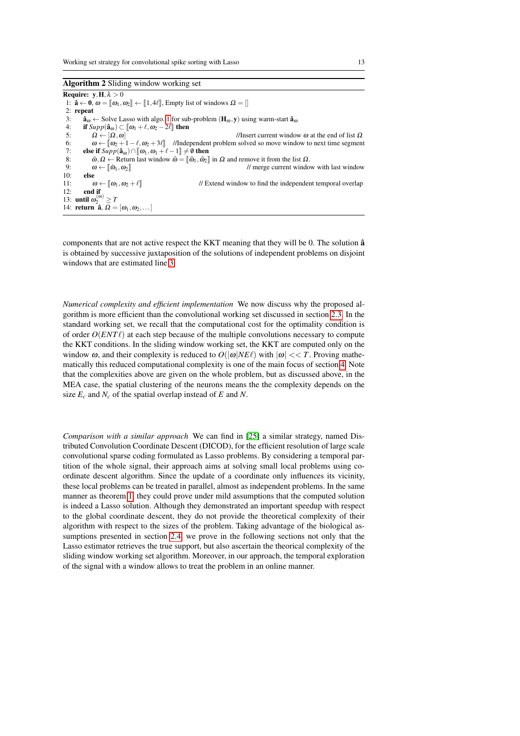**Algorithm 2** Sliding window working set

```
Require: y, H, λ > 0
 1: â ← 0, ω = ⟦ω1, ω2⟧ ← ⟦1, 4ℓ⟧, Empty list of windows Ω = []
 2: repeat
 3:     â_ω ← Solve Lasso with algo. 1 for sub-problem (H_ω, y) using warm-start â_ω
 4:     if Supp(â_ω) ⊂ ⟦ω1 + ℓ, ω2 − 2ℓ⟧ then
 5:         Ω ← [Ω, ω]                                  //Insert current window ω at the end of list Ω
 6:         ω ← ⟦ω2 + 1 − ℓ, ω2 + 3ℓ⟧   //Independent problem solved so move window to next time segment
 7:     else if Supp(â_ω) ∩ ⟦ω1, ω1 + ℓ − 1⟧ ≠ ∅ then
 8:         ω̃, Ω ← Return last window ω̃ = ⟦ω̃1, ω̃2⟧ in Ω and remove it from the list Ω.
 9:         ω ← ⟦ω̃1, ω2⟧                               // merge current window with last window
10:     else
11:         ω ← ⟦ω1, ω2 + ℓ⟧                 // Extend window to find the independent temporal overlap
12:     end if
13: until ω2^(m) ≥ T
14: return â, Ω = [ω1, ω2, ...]
```

components that are not active respect the KKT meaning that they will be 0. The solution $\hat{\mathbf{a}}$ is obtained by successive juxtaposition of the solutions of independent problems on disjoint windows that are estimated line 3.

*Numerical complexity and efficient implementation* We now discuss why the proposed algorithm is more efficient than the convolutional working set discussed in section 2.3. In the standard working set, we recall that the computational cost for the optimality condition is of order $O(ENT\ell)$ at each step because of the multiples convolutions necessary to compute the KKT conditions. In the sliding window working set, the KKT are computed only on the window $\omega$, and their complexity is reduced to $O(|\omega|NE\ell)$ with $|\omega| << T$. Proving mathematically this reduced computational complexity is one of the main focus of section 4. Note that the complexities above are given on the whole problem, but as discussed above, in the MEA case, the spatial clustering of the neurons means the the complexity depends on the size $E_c$ and $N_c$ of the spatial overlap instead of $E$ and $N$.

*Comparison with a similar approach* We can find in [25] a similar strategy, named Distributed Convolution Coordinate Descent (DICOD), for the efficient resolution of large scale convolutional sparse coding formulated as Lasso problems. By considering a temporal partition of the whole signal, their approach aims at solving small local problems using coordinate descent algorithm. Since the update of a coordinate only influences its vicinity, these local problems can be treated in parallel, almost as independent problems. In the same manner as theorem 1, they could prove under mild assumptions that the computed solution is indeed a Lasso solution. Although they demonstrated an important speedup with respect to the global coordinate descent, they do not provide the theoretical complexity of their algorithm with respect to the sizes of the problem. Taking advantage of the biological assumptions presented in section 2.4, we prove in the following sections not only that the Lasso estimator retrieves the true support, but also ascertain the theorical complexity of the sliding window working set algorithm. Moreover, in our approach, the temporal exploration of the signal with a window allows to treat the problem in an online manner.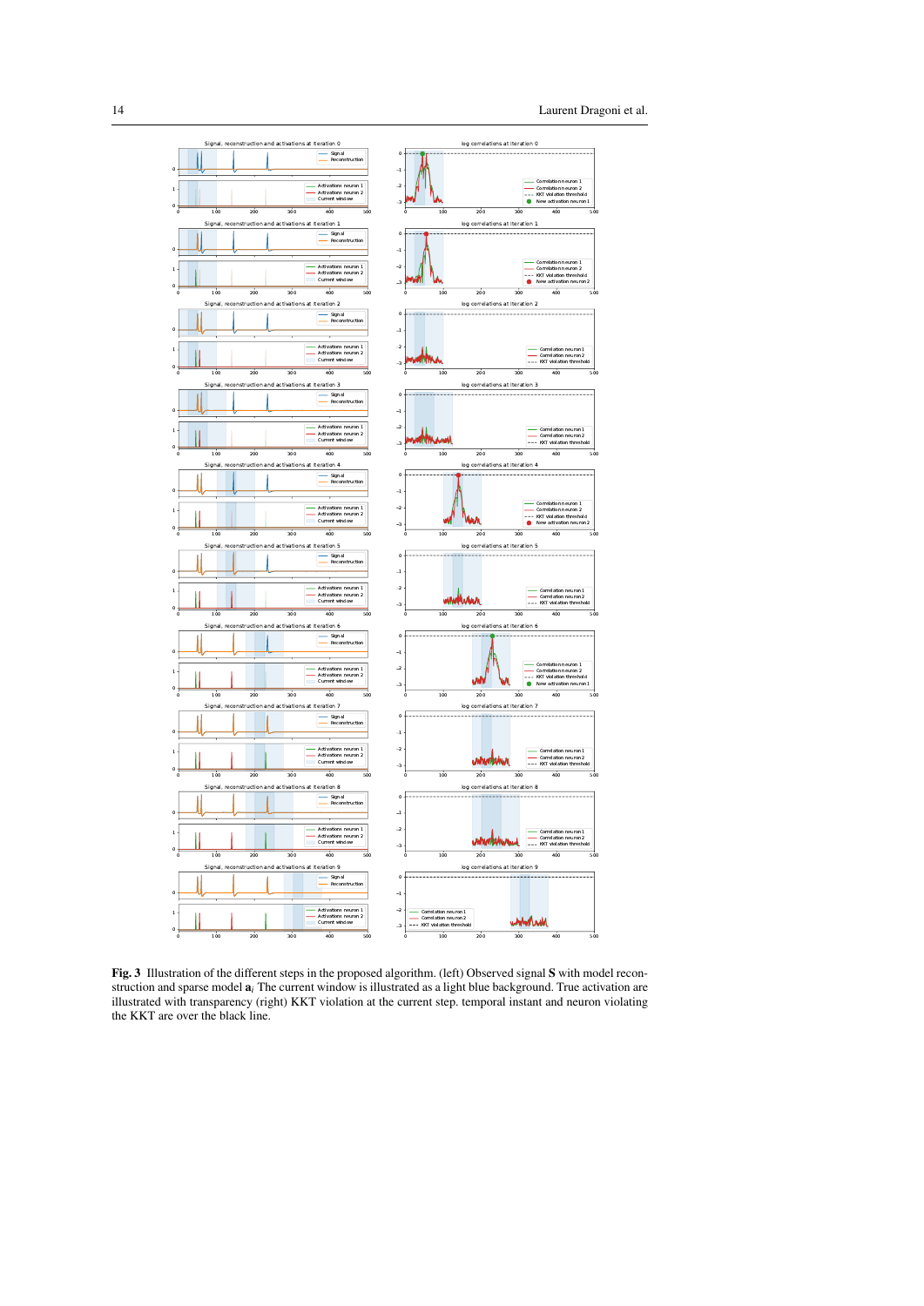**Fig. 3** Illustration of the different steps in the proposed algorithm. (left) Observed signal $\mathbf{S}$ with model reconstruction and sparse model $\mathbf{a}_i$ The current window is illustrated as a light blue background. True activation are illustrated with transparency (right) KKT violation at the current step. temporal instant and neuron violating the KKT are over the black line.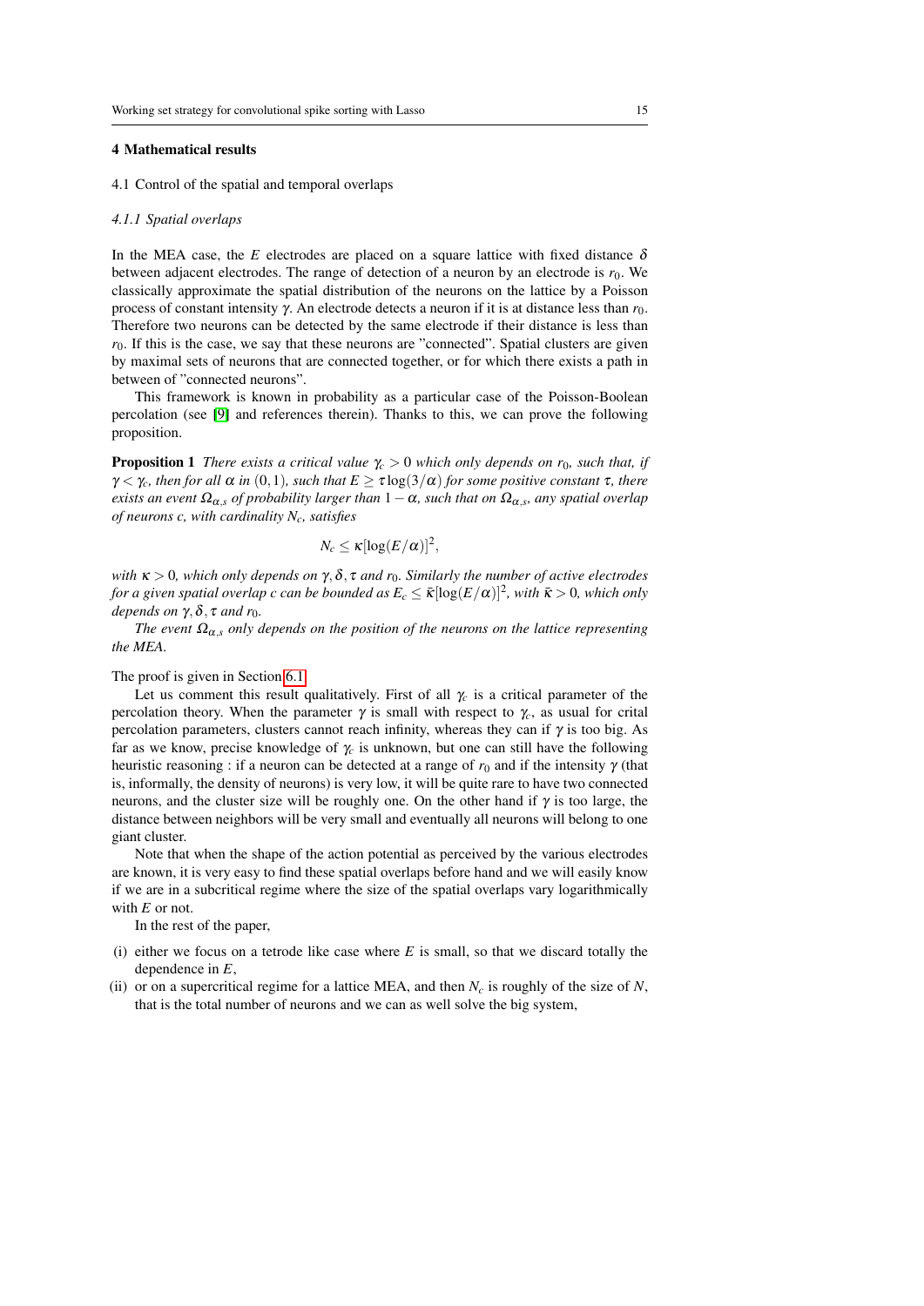## 4 Mathematical results

### 4.1 Control of the spatial and temporal overlaps

#### *4.1.1 Spatial overlaps*

In the MEA case, the $E$ electrodes are placed on a square lattice with fixed distance $\delta$ between adjacent electrodes. The range of detection of a neuron by an electrode is $r_0$. We classically approximate the spatial distribution of the neurons on the lattice by a Poisson process of constant intensity $\gamma$. An electrode detects a neuron if it is at distance less than $r_0$. Therefore two neurons can be detected by the same electrode if their distance is less than $r_0$. If this is the case, we say that these neurons are "connected". Spatial clusters are given by maximal sets of neurons that are connected together, or for which there exists a path in between of "connected neurons".

This framework is known in probability as a particular case of the Poisson-Boolean percolation (see [9] and references therein). Thanks to this, we can prove the following proposition.

**Proposition 1** *There exists a critical value $\gamma_c > 0$ which only depends on $r_0$, such that, if $\gamma < \gamma_c$, then for all $\alpha$ in $(0,1)$, such that $E \geq \tau \log(3/\alpha)$ for some positive constant $\tau$, there exists an event $\Omega_{\alpha,s}$ of probability larger than $1-\alpha$, such that on $\Omega_{\alpha,s}$, any spatial overlap of neurons $c$, with cardinality $N_c$, satisfies*

$$N_c \leq \kappa[\log(E/\alpha)]^2,$$

*with $\kappa > 0$, which only depends on $\gamma, \delta, \tau$ and $r_0$. Similarly the number of active electrodes for a given spatial overlap $c$ can be bounded as $E_c \leq \bar{\kappa}[\log(E/\alpha)]^2$, with $\bar{\kappa} > 0$, which only depends on $\gamma, \delta, \tau$ and $r_0$.*

*The event $\Omega_{\alpha,s}$ only depends on the position of the neurons on the lattice representing the MEA.*

The proof is given in Section 6.1.

Let us comment this result qualitatively. First of all $\gamma_c$ is a critical parameter of the percolation theory. When the parameter $\gamma$ is small with respect to $\gamma_c$, as usual for crital percolation parameters, clusters cannot reach infinity, whereas they can if $\gamma$ is too big. As far as we know, precise knowledge of $\gamma_c$ is unknown, but one can still have the following heuristic reasoning : if a neuron can be detected at a range of $r_0$ and if the intensity $\gamma$ (that is, informally, the density of neurons) is very low, it will be quite rare to have two connected neurons, and the cluster size will be roughly one. On the other hand if $\gamma$ is too large, the distance between neighbors will be very small and eventually all neurons will belong to one giant cluster.

Note that when the shape of the action potential as perceived by the various electrodes are known, it is very easy to find these spatial overlaps before hand and we will easily know if we are in a subcritical regime where the size of the spatial overlaps vary logarithmically with $E$ or not.

In the rest of the paper,

(i) either we focus on a tetrode like case where $E$ is small, so that we discard totally the dependence in $E$,
(ii) or on a supercritical regime for a lattice MEA, and then $N_c$ is roughly of the size of $N$, that is the total number of neurons and we can as well solve the big system,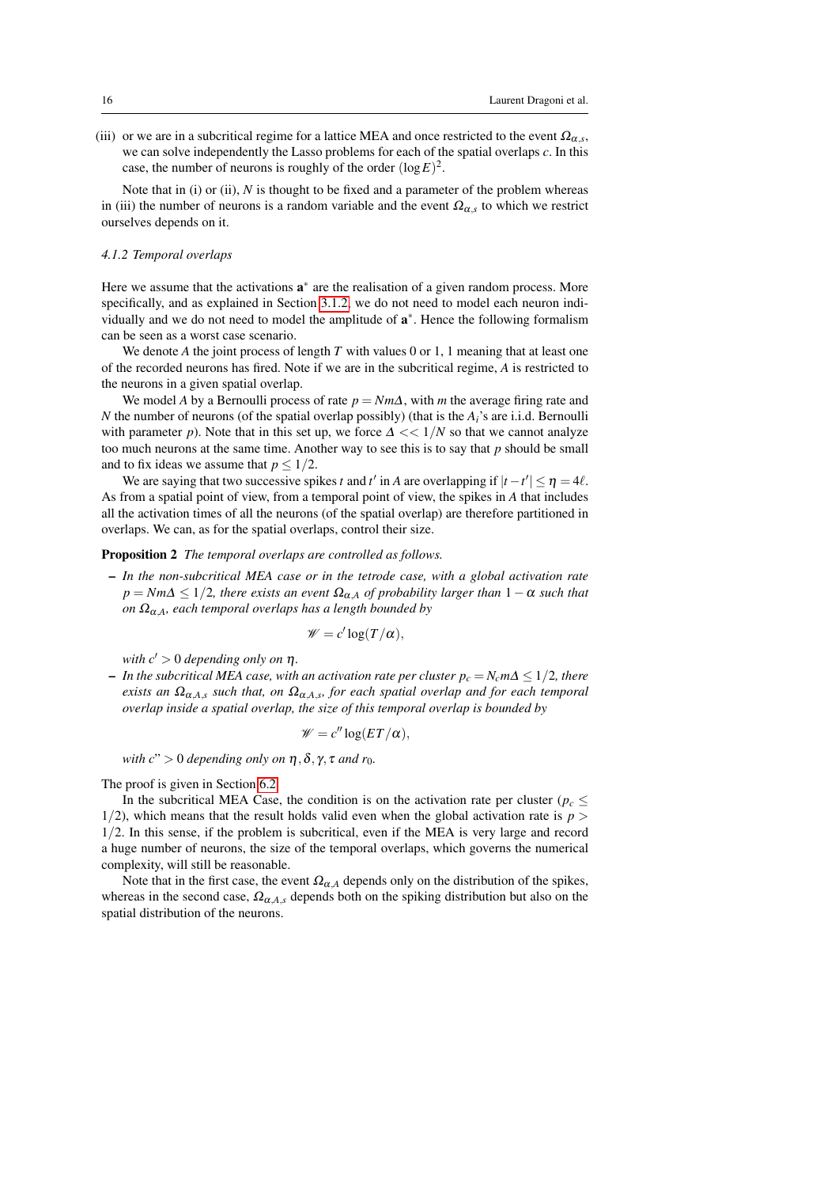(iii) or we are in a subcritical regime for a lattice MEA and once restricted to the event $\Omega_{\alpha,s}$, we can solve independently the Lasso problems for each of the spatial overlaps $c$. In this case, the number of neurons is roughly of the order $(\log E)^2$.

Note that in (i) or (ii), $N$ is thought to be fixed and a parameter of the problem whereas in (iii) the number of neurons is a random variable and the event $\Omega_{\alpha,s}$ to which we restrict ourselves depends on it.

#### 4.1.2 Temporal overlaps

Here we assume that the activations $\mathbf{a}^*$ are the realisation of a given random process. More specifically, and as explained in Section 3.1.2, we do not need to model each neuron individually and we do not need to model the amplitude of $\mathbf{a}^*$. Hence the following formalism can be seen as a worst case scenario.

We denote $A$ the joint process of length $T$ with values 0 or 1, 1 meaning that at least one of the recorded neurons has fired. Note if we are in the subcritical regime, $A$ is restricted to the neurons in a given spatial overlap.

We model $A$ by a Bernoulli process of rate $p = Nm\Delta$, with $m$ the average firing rate and $N$ the number of neurons (of the spatial overlap possibly) (that is the $A_i$'s are i.i.d. Bernoulli with parameter $p$). Note that in this set up, we force $\Delta << 1/N$ so that we cannot analyze too much neurons at the same time. Another way to see this is to say that $p$ should be small and to fix ideas we assume that $p \leq 1/2$.

We are saying that two successive spikes $t$ and $t'$ in $A$ are overlapping if $|t-t'| \leq \eta = 4\ell$. As from a spatial point of view, from a temporal point of view, the spikes in $A$ that includes all the activation times of all the neurons (of the spatial overlap) are therefore partitioned in overlaps. We can, as for the spatial overlaps, control their size.

**Proposition 2** *The temporal overlaps are controlled as follows.*

– *In the non-subcritical MEA case or in the tetrode case, with a global activation rate $p = Nm\Delta \leq 1/2$, there exists an event $\Omega_{\alpha,A}$ of probability larger than $1-\alpha$ such that on $\Omega_{\alpha,A}$, each temporal overlaps has a length bounded by*

$$\mathscr{W} = c' \log(T/\alpha),$$

*with $c' > 0$ depending only on $\eta$.*

– *In the subcritical MEA case, with an activation rate per cluster $p_c = N_c m\Delta \leq 1/2$, there exists an $\Omega_{\alpha,A,s}$ such that, on $\Omega_{\alpha,A,s}$, for each spatial overlap and for each temporal overlap inside a spatial overlap, the size of this temporal overlap is bounded by*

$$\mathscr{W} = c'' \log(ET/\alpha),$$

*with $c" > 0$ depending only on $\eta, \delta, \gamma, \tau$ and $r_0$.*

The proof is given in Section 6.2.

In the subcritical MEA Case, the condition is on the activation rate per cluster ($p_c \leq 1/2$), which means that the result holds valid even when the global activation rate is $p > 1/2$. In this sense, if the problem is subcritical, even if the MEA is very large and record a huge number of neurons, the size of the temporal overlaps, which governs the numerical complexity, will still be reasonable.

Note that in the first case, the event $\Omega_{\alpha,A}$ depends only on the distribution of the spikes, whereas in the second case, $\Omega_{\alpha,A,s}$ depends both on the spiking distribution but also on the spatial distribution of the neurons.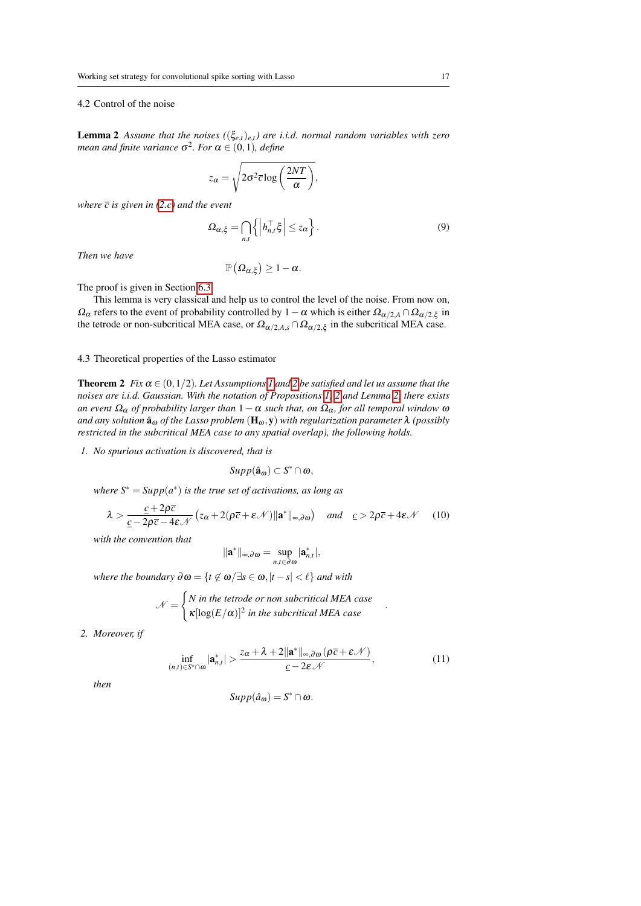### 4.2 Control of the noise

**Lemma 2** *Assume that the noises $((\xi_{e,t})_{e,t})$ are i.i.d. normal random variables with zero mean and finite variance $\sigma^2$. For $\alpha \in (0,1)$, define*

$$z_\alpha = \sqrt{2\sigma^2 \overline{c} \log\left(\frac{2NT}{\alpha}\right)},$$

*where $\overline{c}$ is given in (2.c) and the event*

$$\Omega_{\alpha,\xi} = \bigcap_{n,t} \left\{ \left| h_{n,t}^\top \xi \right| \leq z_\alpha \right\}. \tag{9}$$

*Then we have*

$$\mathbb{P}\left(\Omega_{\alpha,\xi}\right) \geq 1 - \alpha.$$

The proof is given in Section 6.3.

This lemma is very classical and help us to control the level of the noise. From now on, $\Omega_\alpha$ refers to the event of probability controlled by $1-\alpha$ which is either $\Omega_{\alpha/2,A} \cap \Omega_{\alpha/2,\xi}$ in the tetrode or non-subcritical MEA case, or $\Omega_{\alpha/2,A,s} \cap \Omega_{\alpha/2,\xi}$ in the subcritical MEA case.

### 4.3 Theoretical properties of the Lasso estimator

**Theorem 2** *Fix $\alpha \in (0,1/2)$. Let Assumptions 1 and 2 be satisfied and let us assume that the noises are i.i.d. Gaussian. With the notation of Propositions 1, 2 and Lemma 2, there exists an event $\Omega_\alpha$ of probability larger than $1-\alpha$ such that, on $\Omega_\alpha$, for all temporal window $\omega$ and any solution $\hat{\mathbf{a}}_\omega$ of the Lasso problem $(\mathbf{H}_\omega, \mathbf{y})$ with regularization parameter $\lambda$ (possibly restricted in the subcritical MEA case to any spatial overlap), the following holds.*

1. *No spurious activation is discovered, that is*

$$Supp(\hat{\mathbf{a}}_\omega) \subset S^* \cap \omega,$$

*where $S^* = Supp(a^*)$ is the true set of activations, as long as*

$$\lambda > \frac{\underline{c} + 2\rho\overline{c}}{\underline{c} - 2\rho\overline{c} - 4\varepsilon\mathcal{N}} \left(z_\alpha + 2(\rho\overline{c} + \varepsilon\mathcal{N})\|\mathbf{a}^*\|_{\infty,\partial\omega}\right) \quad \text{and} \quad \underline{c} > 2\rho\overline{c} + 4\varepsilon\mathcal{N} \tag{10}$$

*with the convention that*

$$\|\mathbf{a}^*\|_{\infty,\partial\omega} = \sup_{n,t \in \partial\omega} |\mathbf{a}^*_{n,t}|,$$

*where the boundary $\partial\omega = \{t \notin \omega / \exists s \in \omega, |t-s| < \ell\}$ and with*

$$\mathcal{N} = \begin{cases} N \text{ in the tetrode or non subcritical MEA case} \\ \kappa[\log(E/\alpha)]^2 \text{ in the subcritical MEA case} \end{cases}.$$

2. *Moreover, if*

$$\inf_{(n,t) \in S^* \cap \omega} |\mathbf{a}^*_{n,t}| > \frac{z_\alpha + \lambda + 2\|\mathbf{a}^*\|_{\infty,\partial\omega}(\rho\overline{c} + \varepsilon\mathcal{N})}{\underline{c} - 2\varepsilon\mathcal{N}}, \tag{11}$$

*then*

$$Supp(\hat{a}_\omega) = S^* \cap \omega.$$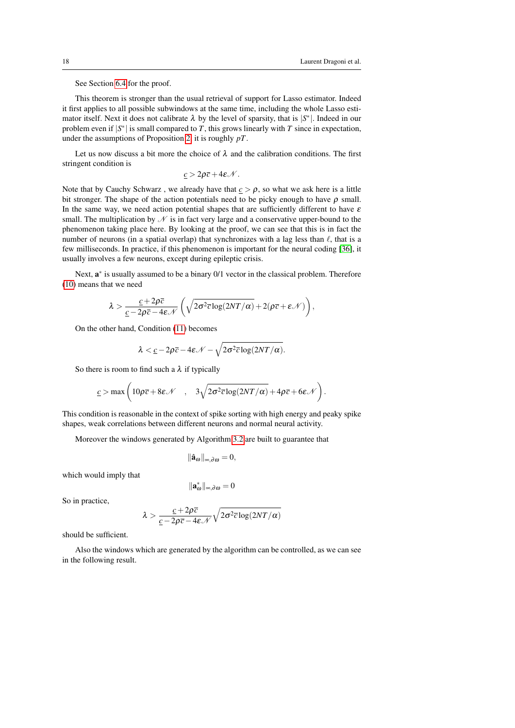See Section 6.4 for the proof.

This theorem is stronger than the usual retrieval of support for Lasso estimator. Indeed it first applies to all possible subwindows at the same time, including the whole Lasso estimator itself. Next it does not calibrate $\lambda$ by the level of sparsity, that is $|S^*|$. Indeed in our problem even if $|S^*|$ is small compared to $T$, this grows linearly with $T$ since in expectation, under the assumptions of Proposition 2 it is roughly $pT$.

Let us now discuss a bit more the choice of $\lambda$ and the calibration conditions. The first stringent condition is

$$\underline{c} > 2\rho\overline{c} + 4\varepsilon\mathcal{N}.$$

Note that by Cauchy Schwarz , we already have that $\underline{c} > \rho$, so what we ask here is a little bit stronger. The shape of the action potentials need to be picky enough to have $\rho$ small. In the same way, we need action potential shapes that are sufficiently different to have $\varepsilon$ small. The multiplication by $\mathcal{N}$ is in fact very large and a conservative upper-bound to the phenomenon taking place here. By looking at the proof, we can see that this is in fact the number of neurons (in a spatial overlap) that synchronizes with a lag less than $\ell$, that is a few milliseconds. In practice, if this phenomenon is important for the neural coding [36], it usually involves a few neurons, except during epileptic crisis.

Next, $\mathbf{a}^*$ is usually assumed to be a binary 0/1 vector in the classical problem. Therefore (10) means that we need

$$\lambda > \frac{\underline{c} + 2\rho\overline{c}}{\underline{c} - 2\rho\overline{c} - 4\varepsilon\mathcal{N}} \left( \sqrt{2\sigma^2\overline{c}\log(2NT/\alpha)} + 2(\rho\overline{c} + \varepsilon\mathcal{N}) \right),$$

On the other hand, Condition (11) becomes

$$\lambda < \underline{c} - 2\rho\overline{c} - 4\varepsilon\mathcal{N} - \sqrt{2\sigma^2\overline{c}\log(2NT/\alpha)}.$$

So there is room to find such a $\lambda$ if typically

$$\underline{c} > \max\left( 10\rho\overline{c} + 8\varepsilon\mathcal{N} \quad , \quad 3\sqrt{2\sigma^2\overline{c}\log(2NT/\alpha)} + 4\rho\overline{c} + 6\varepsilon\mathcal{N} \right).$$

This condition is reasonable in the context of spike sorting with high energy and peaky spike shapes, weak correlations between different neurons and normal neural activity.

Moreover the windows generated by Algorithm 3.2 are built to guarantee that

$$\|\hat{\mathbf{a}}_\omega\|_{\infty,\partial\omega} = 0,$$

which would imply that

$$\|\mathbf{a}^*_\omega\|_{\infty,\partial\omega} = 0$$

So in practice,

$$\lambda > \frac{\underline{c} + 2\rho\overline{c}}{\underline{c} - 2\rho\overline{c} - 4\varepsilon\mathcal{N}} \sqrt{2\sigma^2\overline{c}\log(2NT/\alpha)}$$

should be sufficient.

Also the windows which are generated by the algorithm can be controlled, as we can see in the following result.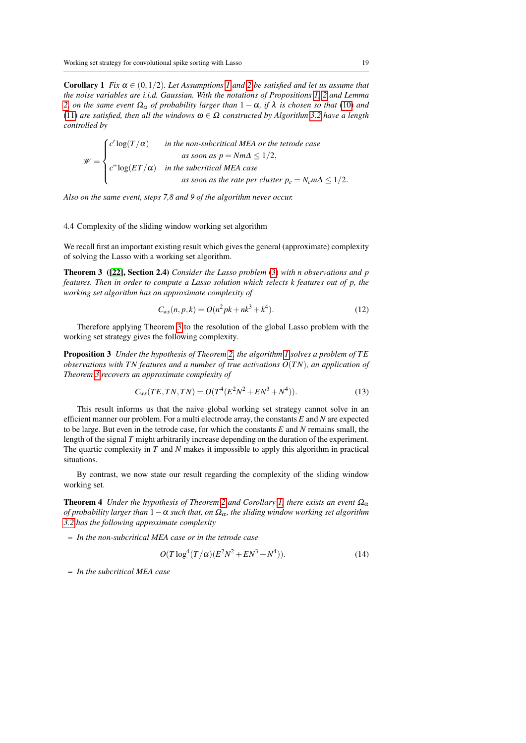**Corollary 1** *Fix $\alpha \in (0,1/2)$. Let Assumptions 1 and 2 be satisfied and let us assume that the noise variables are i.i.d. Gaussian. With the notations of Propositions 1, 2 and Lemma 2, on the same event $\Omega_\alpha$ of probability larger than $1-\alpha$, if $\lambda$ is chosen so that (10) and (11) are satisfied, then all the windows $\omega \in \Omega$ constructed by Algorithm 3.2 have a length controlled by*

$$\mathscr{W} = \begin{cases} c' \log(T/\alpha) & \text{in the non-subcritical MEA or the tetrode case} \\ & \quad \text{as soon as } p = Nm\Delta \leq 1/2, \\ c" \log(ET/\alpha) & \text{in the subcritical MEA case} \\ & \quad \text{as soon as the rate per cluster } p_c = N_c m\Delta \leq 1/2. \end{cases}$$

*Also on the same event, steps 7,8 and 9 of the algorithm never occur.*

### 4.4 Complexity of the sliding window working set algorithm

We recall first an important existing result which gives the general (approximate) complexity of solving the Lasso with a working set algorithm.

**Theorem 3 ([22], Section 2.4)** *Consider the Lasso problem (3) with $n$ observations and $p$ features. Then in order to compute a Lasso solution which selects $k$ features out of $p$, the working set algorithm has an approximate complexity of*

$$C_{ws}(n,p,k) = O(n^2pk + nk^3 + k^4). \tag{12}$$

Therefore applying Theorem 3 to the resolution of the global Lasso problem with the working set strategy gives the following complexity.

**Proposition 3** *Under the hypothesis of Theorem 2, the algorithm 1 solves a problem of $TE$ observations with $TN$ features and a number of true activations $O(TN)$, an application of Theorem 3 recovers an approximate complexity of*

$$C_{ws}(TE,TN,TN) = O(T^4(E^2N^2 + EN^3 + N^4)). \tag{13}$$

This result informs us that the naive global working set strategy cannot solve in an efficient manner our problem. For a multi electrode array, the constants $E$ and $N$ are expected to be large. But even in the tetrode case, for which the constants $E$ and $N$ remains small, the length of the signal $T$ might arbitrarily increase depending on the duration of the experiment. The quartic complexity in $T$ and $N$ makes it impossible to apply this algorithm in practical situations.

By contrast, we now state our result regarding the complexity of the sliding window working set.

**Theorem 4** *Under the hypothesis of Theorem 2 and Corollary 1, there exists an event $\Omega_\alpha$ of probability larger than $1-\alpha$ such that, on $\Omega_\alpha$, the sliding window working set algorithm 3.2 has the following approximate complexity*

– *In the non-subcritical MEA case or in the tetrode case*

$$O(T\log^4(T/\alpha)(E^2N^2 + EN^3 + N^4)). \tag{14}$$

– *In the subcritical MEA case*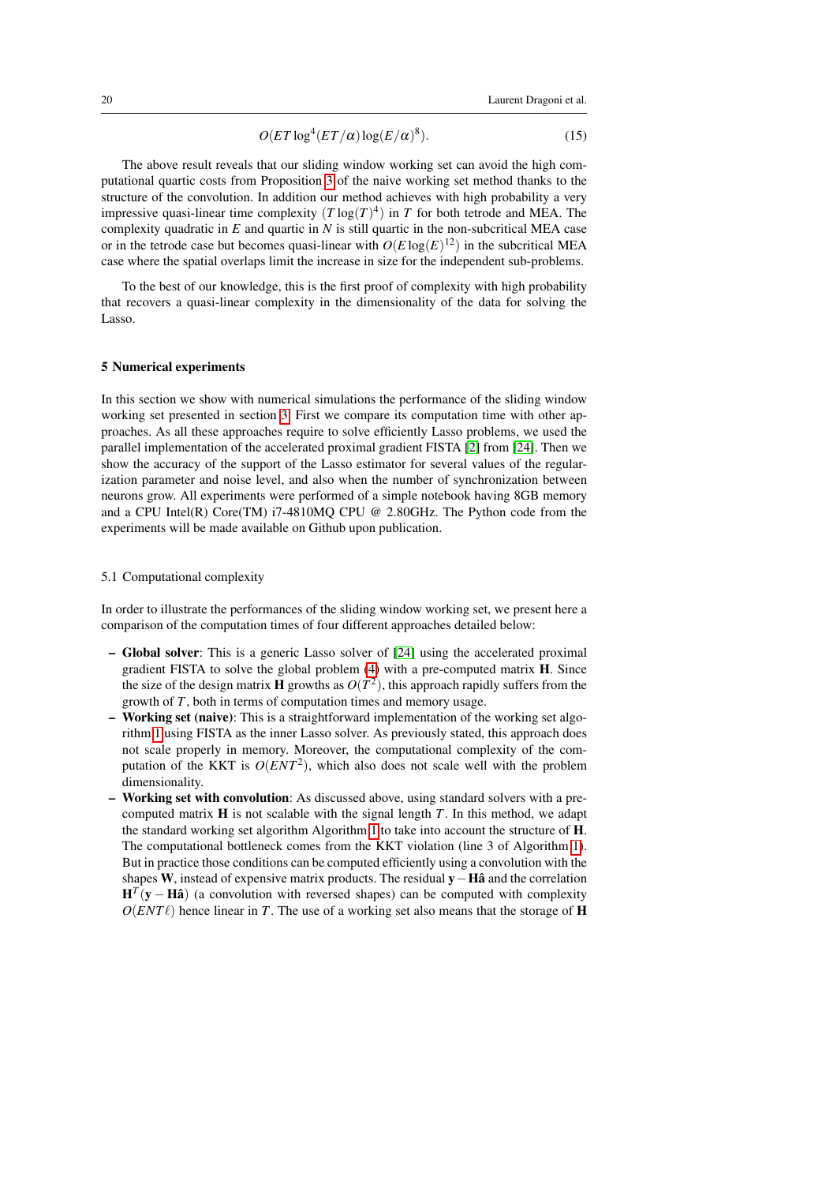$$O(ET\log^4(ET/\alpha)\log(E/\alpha)^8). \tag{15}$$

The above result reveals that our sliding window working set can avoid the high computational quartic costs from Proposition 3 of the naive working set method thanks to the structure of the convolution. In addition our method achieves with high probability a very impressive quasi-linear time complexity $(T\log(T)^4)$ in $T$ for both tetrode and MEA. The complexity quadratic in $E$ and quartic in $N$ is still quartic in the non-subcritical MEA case or in the tetrode case but becomes quasi-linear with $O(E\log(E)^{12})$ in the subcritical MEA case where the spatial overlaps limit the increase in size for the independent sub-problems.

To the best of our knowledge, this is the first proof of complexity with high probability that recovers a quasi-linear complexity in the dimensionality of the data for solving the Lasso.

## 5 Numerical experiments

In this section we show with numerical simulations the performance of the sliding window working set presented in section 3. First we compare its computation time with other approaches. As all these approaches require to solve efficiently Lasso problems, we used the parallel implementation of the accelerated proximal gradient FISTA [2] from [24]. Then we show the accuracy of the support of the Lasso estimator for several values of the regularization parameter and noise level, and also when the number of synchronization between neurons grow. All experiments were performed of a simple notebook having 8GB memory and a CPU Intel(R) Core(TM) i7-4810MQ CPU @ 2.80GHz. The Python code from the experiments will be made available on Github upon publication.

### 5.1 Computational complexity

In order to illustrate the performances of the sliding window working set, we present here a comparison of the computation times of four different approaches detailed below:

- **Global solver**: This is a generic Lasso solver of [24] using the accelerated proximal gradient FISTA to solve the global problem (4) with a pre-computed matrix $\mathbf{H}$. Since the size of the design matrix $\mathbf{H}$ growths as $O(T^2)$, this approach rapidly suffers from the growth of $T$, both in terms of computation times and memory usage.
- **Working set (naive)**: This is a straightforward implementation of the working set algorithm 1 using FISTA as the inner Lasso solver. As previously stated, this approach does not scale properly in memory. Moreover, the computational complexity of the computation of the KKT is $O(ENT^2)$, which also does not scale well with the problem dimensionality.
- **Working set with convolution**: As discussed above, using standard solvers with a pre-computed matrix $\mathbf{H}$ is not scalable with the signal length $T$. In this method, we adapt the standard working set algorithm Algorithm 1 to take into account the structure of $\mathbf{H}$. The computational bottleneck comes from the KKT violation (line 3 of Algorithm 1). But in practice those conditions can be computed efficiently using a convolution with the shapes $\mathbf{W}$, instead of expensive matrix products. The residual $\mathbf{y}-\mathbf{H}\hat{\mathbf{a}}$ and the correlation $\mathbf{H}^T(\mathbf{y}-\mathbf{H}\hat{\mathbf{a}})$ (a convolution with reversed shapes) can be computed with complexity $O(ENT\ell)$ hence linear in $T$. The use of a working set also means that the storage of $\mathbf{H}$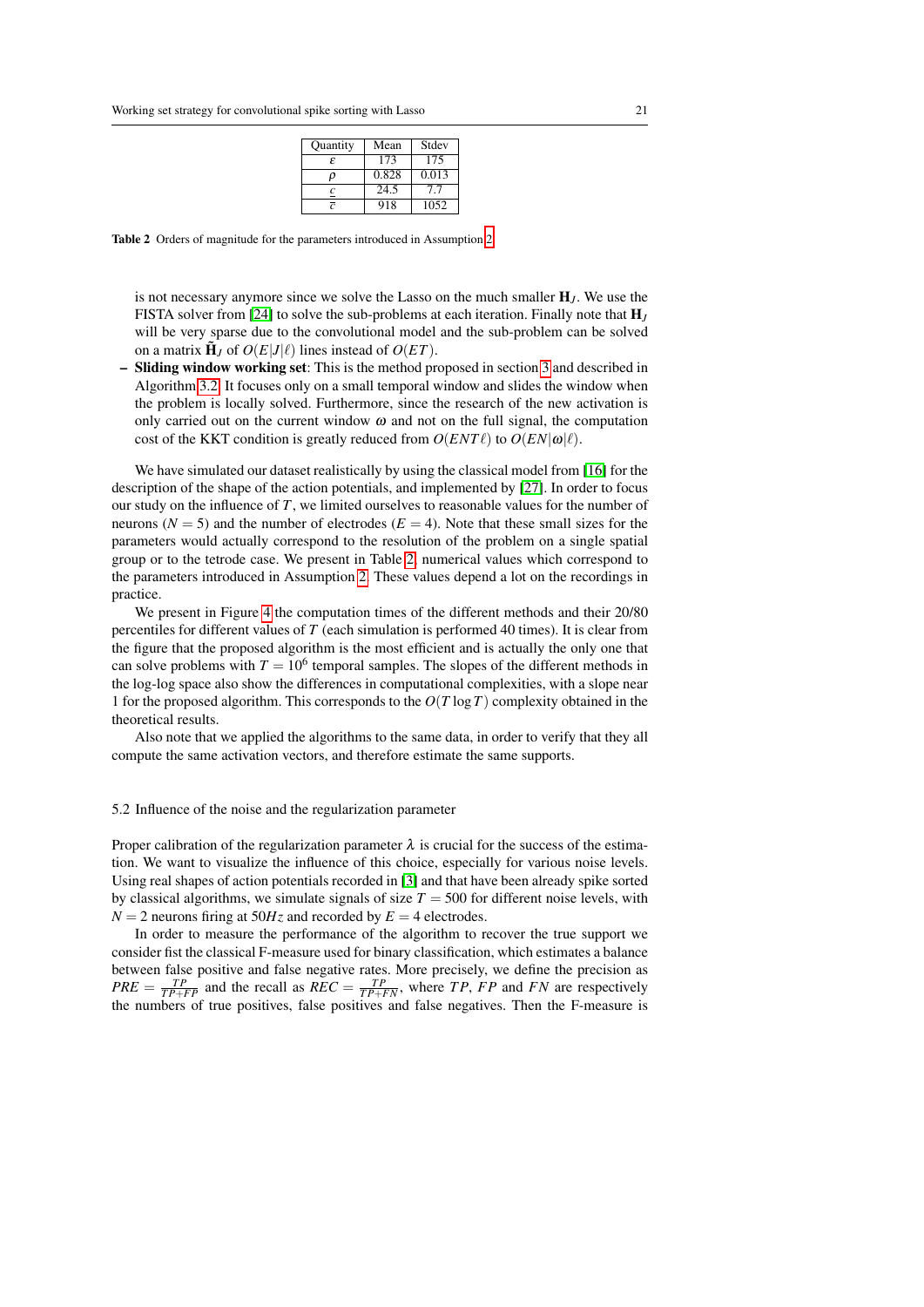| Quantity | Mean | Stdev |
|---|---|---|
| $\varepsilon$ | 173 | 175 |
| $\rho$ | 0.828 | 0.013 |
| $\underline{c}$ | 24.5 | 7.7 |
| $\overline{c}$ | 918 | 1052 |

**Table 2** Orders of magnitude for the parameters introduced in Assumption 2

is not necessary anymore since we solve the Lasso on the much smaller $\mathbf{H}_J$. We use the FISTA solver from [24] to solve the sub-problems at each iteration. Finally note that $\mathbf{H}_J$ will be very sparse due to the convolutional model and the sub-problem can be solved on a matrix $\tilde{\mathbf{H}}_J$ of $O(E|J|\ell)$ lines instead of $O(ET)$.

- **Sliding window working set**: This is the method proposed in section 3 and described in Algorithm 3.2. It focuses only on a small temporal window and slides the window when the problem is locally solved. Furthermore, since the research of the new activation is only carried out on the current window $\omega$ and not on the full signal, the computation cost of the KKT condition is greatly reduced from $O(ENT\ell)$ to $O(EN|\omega|\ell)$.

We have simulated our dataset realistically by using the classical model from [16] for the description of the shape of the action potentials, and implemented by [27]. In order to focus our study on the influence of $T$, we limited ourselves to reasonable values for the number of neurons ($N = 5$) and the number of electrodes ($E = 4$). Note that these small sizes for the parameters would actually correspond to the resolution of the problem on a single spatial group or to the tetrode case. We present in Table 2, numerical values which correspond to the parameters introduced in Assumption 2. These values depend a lot on the recordings in practice.

We present in Figure 4 the computation times of the different methods and their 20/80 percentiles for different values of $T$ (each simulation is performed 40 times). It is clear from the figure that the proposed algorithm is the most efficient and is actually the only one that can solve problems with $T = 10^6$ temporal samples. The slopes of the different methods in the log-log space also show the differences in computational complexities, with a slope near 1 for the proposed algorithm. This corresponds to the $O(T \log T)$ complexity obtained in the theoretical results.

Also note that we applied the algorithms to the same data, in order to verify that they all compute the same activation vectors, and therefore estimate the same supports.

## 5.2 Influence of the noise and the regularization parameter

Proper calibration of the regularization parameter $\lambda$ is crucial for the success of the estimation. We want to visualize the influence of this choice, especially for various noise levels. Using real shapes of action potentials recorded in [3] and that have been already spike sorted by classical algorithms, we simulate signals of size $T = 500$ for different noise levels, with $N = 2$ neurons firing at $50Hz$ and recorded by $E = 4$ electrodes.

In order to measure the performance of the algorithm to recover the true support we consider fist the classical F-measure used for binary classification, which estimates a balance between false positive and false negative rates. More precisely, we define the precision as $PRE = \frac{TP}{TP+FP}$ and the recall as $REC = \frac{TP}{TP+FN}$, where $TP$, $FP$ and $FN$ are respectively the numbers of true positives, false positives and false negatives. Then the F-measure is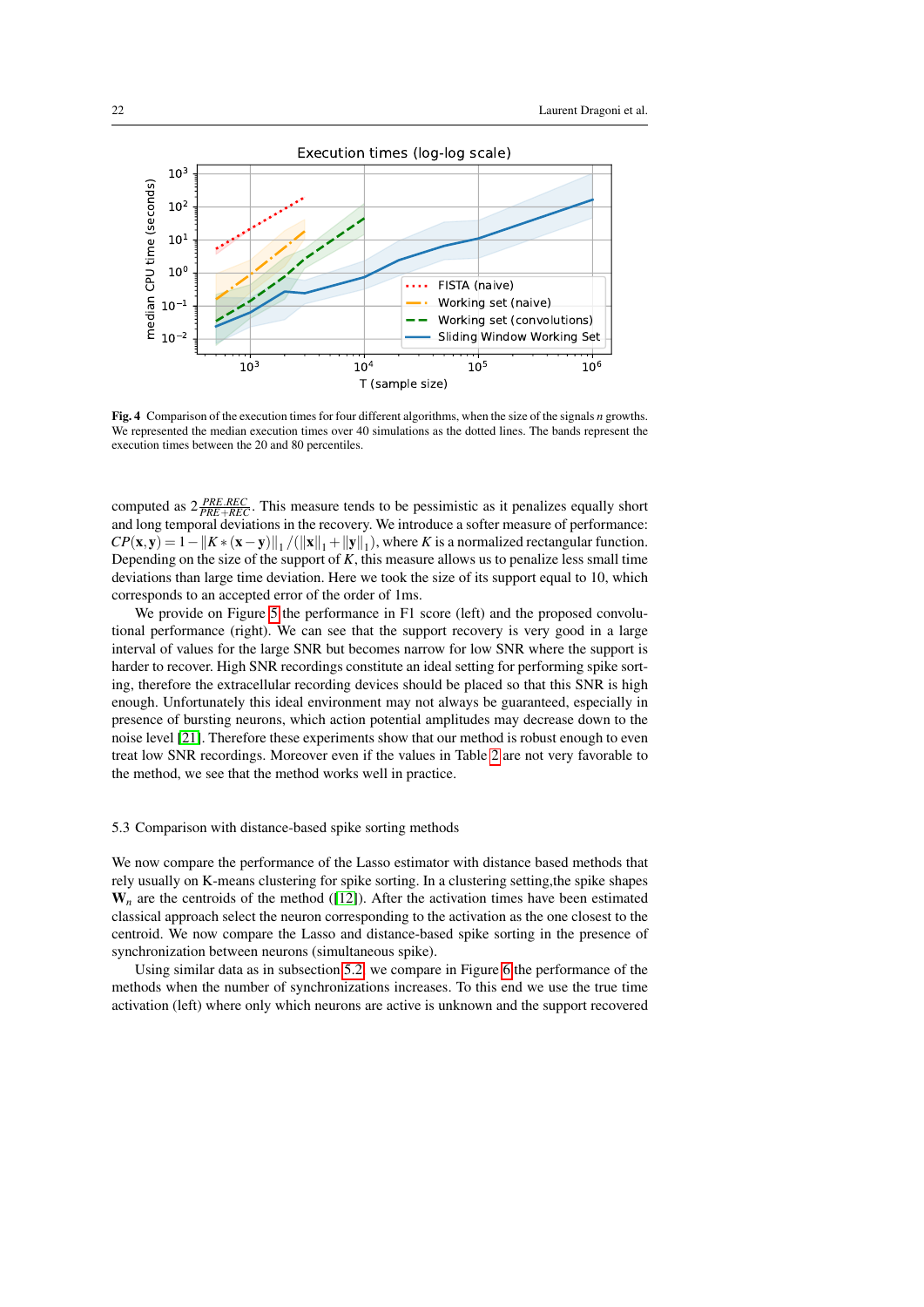Fig. 4 Comparison of the execution times for four different algorithms, when the size of the signals $n$ growths. We represented the median execution times over 40 simulations as the dotted lines. The bands represent the execution times between the 20 and 80 percentiles.

computed as $2\frac{PRE.REC}{PRE+REC}$. This measure tends to be pessimistic as it penalizes equally short and long temporal deviations in the recovery. We introduce a softer measure of performance: $CP(\mathbf{x},\mathbf{y}) = 1 - \|K*(\mathbf{x}-\mathbf{y})\|_1 / (\|\mathbf{x}\|_1 + \|\mathbf{y}\|_1)$, where $K$ is a normalized rectangular function. Depending on the size of the support of $K$, this measure allows us to penalize less small time deviations than large time deviation. Here we took the size of its support equal to 10, which corresponds to an accepted error of the order of 1ms.

We provide on Figure 5 the performance in F1 score (left) and the proposed convolutional performance (right). We can see that the support recovery is very good in a large interval of values for the large SNR but becomes narrow for low SNR where the support is harder to recover. High SNR recordings constitute an ideal setting for performing spike sorting, therefore the extracellular recording devices should be placed so that this SNR is high enough. Unfortunately this ideal environment may not always be guaranteed, especially in presence of bursting neurons, which action potential amplitudes may decrease down to the noise level [21]. Therefore these experiments show that our method is robust enough to even treat low SNR recordings. Moreover even if the values in Table 2 are not very favorable to the method, we see that the method works well in practice.

### 5.3 Comparison with distance-based spike sorting methods

We now compare the performance of the Lasso estimator with distance based methods that rely usually on K-means clustering for spike sorting. In a clustering setting,the spike shapes $\mathbf{W}_n$ are the centroids of the method ([12]). After the activation times have been estimated classical approach select the neuron corresponding to the activation as the one closest to the centroid. We now compare the Lasso and distance-based spike sorting in the presence of synchronization between neurons (simultaneous spike).

Using similar data as in subsection 5.2 we compare in Figure 6 the performance of the methods when the number of synchronizations increases. To this end we use the true time activation (left) where only which neurons are active is unknown and the support recovered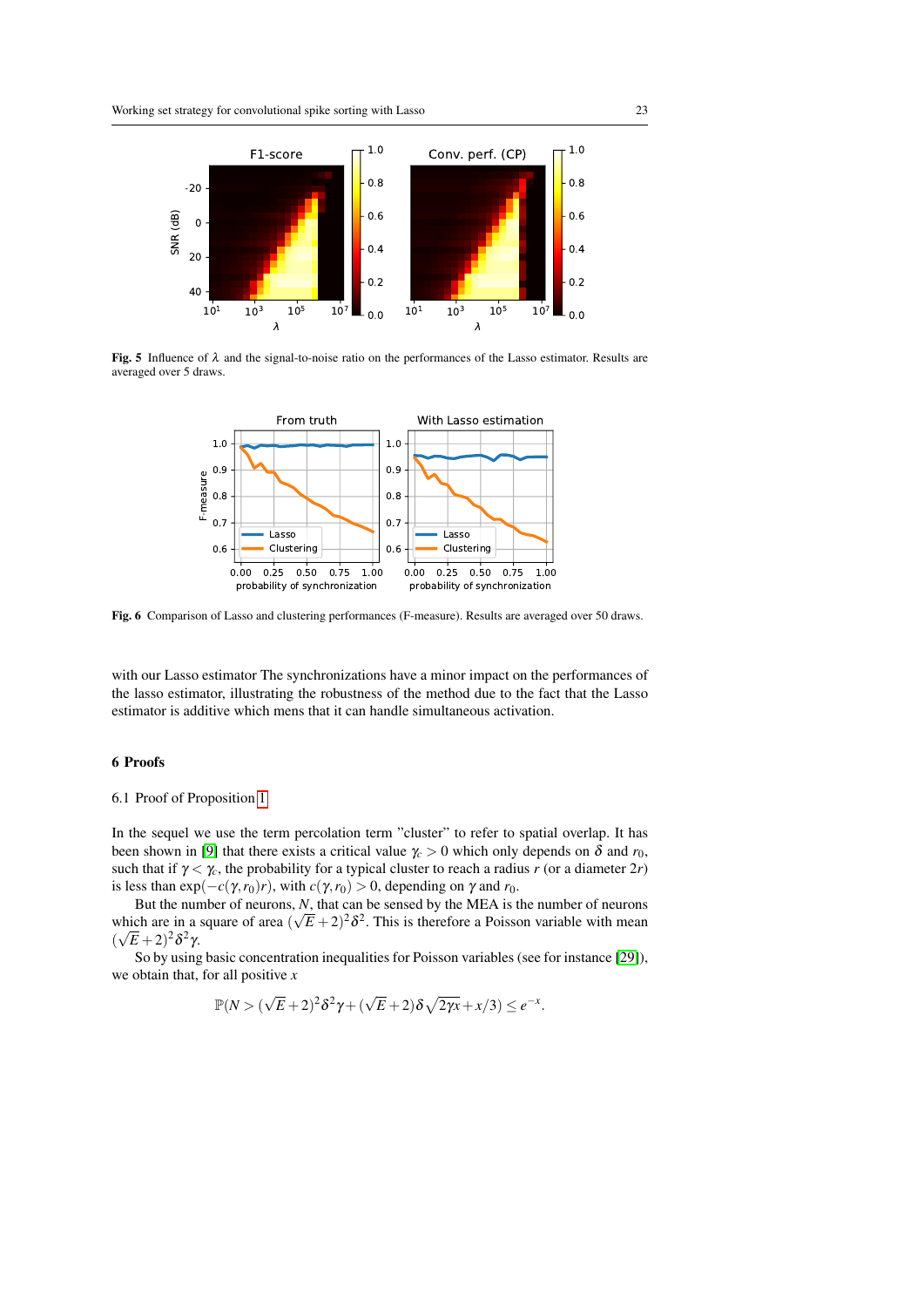**Fig. 5** Influence of $\lambda$ and the signal-to-noise ratio on the performances of the Lasso estimator. Results are averaged over 5 draws.

**Fig. 6** Comparison of Lasso and clustering performances (F-measure). Results are averaged over 50 draws.

with our Lasso estimator The synchronizations have a minor impact on the performances of the lasso estimator, illustrating the robustness of the method due to the fact that the Lasso estimator is additive which mens that it can handle simultaneous activation.

## 6 Proofs

### 6.1 Proof of Proposition 1

In the sequel we use the term percolation term "cluster" to refer to spatial overlap. It has been shown in [9] that there exists a critical value $\gamma_c > 0$ which only depends on $\delta$ and $r_0$, such that if $\gamma < \gamma_c$, the probability for a typical cluster to reach a radius $r$ (or a diameter $2r$) is less than $\exp(-c(\gamma, r_0)r)$, with $c(\gamma, r_0) > 0$, depending on $\gamma$ and $r_0$.

But the number of neurons, $N$, that can be sensed by the MEA is the number of neurons which are in a square of area $(\sqrt{E}+2)^2\delta^2$. This is therefore a Poisson variable with mean $(\sqrt{E}+2)^2\delta^2\gamma$.

So by using basic concentration inequalities for Poisson variables (see for instance [29]), we obtain that, for all positive $x$

$$\mathbb{P}(N > (\sqrt{E}+2)^2\delta^2\gamma + (\sqrt{E}+2)\delta\sqrt{2\gamma x} + x/3) \leq e^{-x}.$$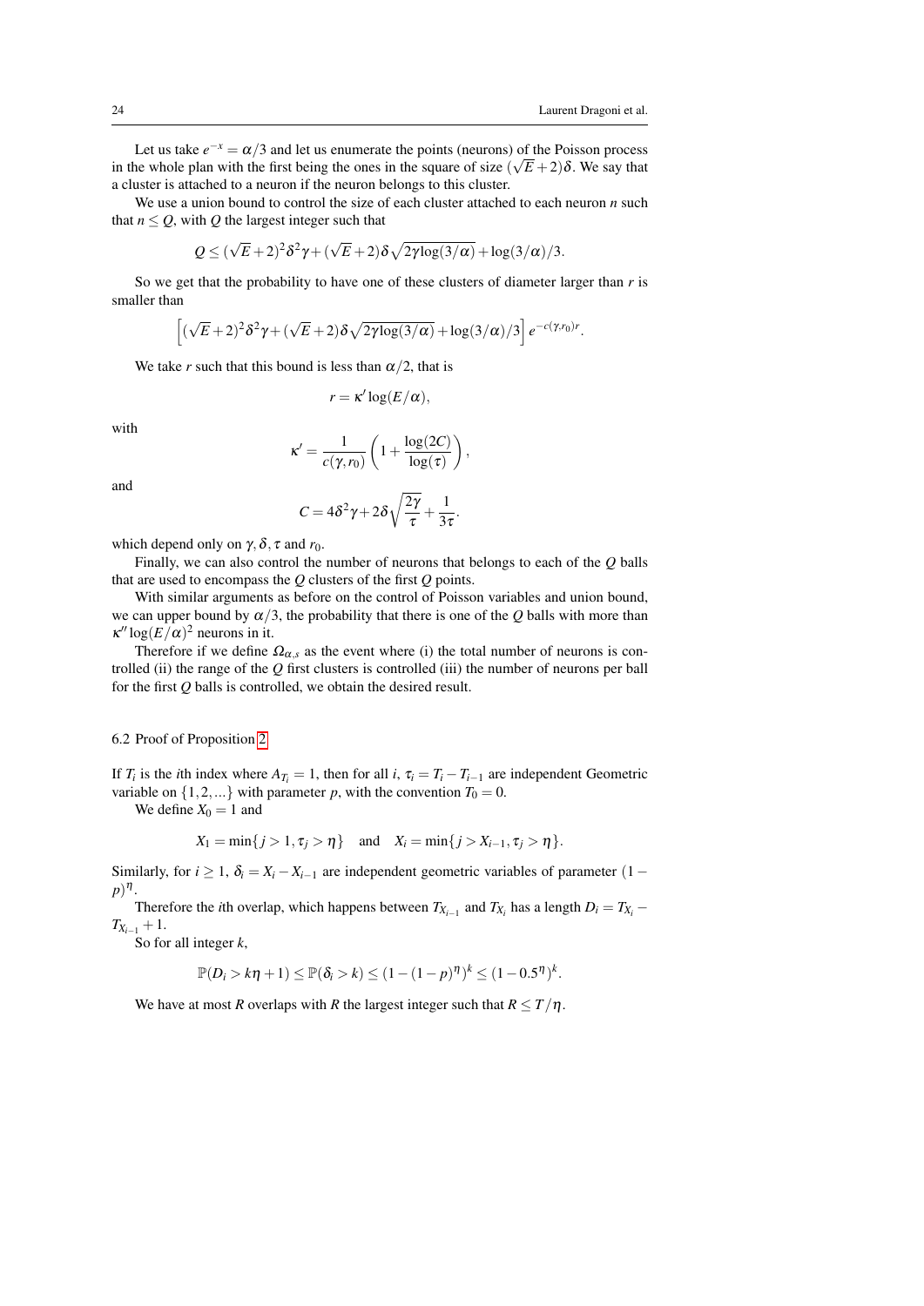Let us take $e^{-x} = \alpha/3$ and let us enumerate the points (neurons) of the Poisson process in the whole plan with the first being the ones in the square of size $(\sqrt{E}+2)\delta$. We say that a cluster is attached to a neuron if the neuron belongs to this cluster.

We use a union bound to control the size of each cluster attached to each neuron $n$ such that $n \leq Q$, with $Q$ the largest integer such that

$$Q \leq (\sqrt{E}+2)^2\delta^2\gamma + (\sqrt{E}+2)\delta\sqrt{2\gamma\log(3/\alpha)} + \log(3/\alpha)/3.$$

So we get that the probability to have one of these clusters of diameter larger than $r$ is smaller than

$$\left[(\sqrt{E}+2)^2\delta^2\gamma + (\sqrt{E}+2)\delta\sqrt{2\gamma\log(3/\alpha)} + \log(3/\alpha)/3\right] e^{-c(\gamma,r_0)r}.$$

We take $r$ such that this bound is less than $\alpha/2$, that is

$$r = \kappa' \log(E/\alpha),$$

with

$$\kappa' = \frac{1}{c(\gamma,r_0)}\left(1 + \frac{\log(2C)}{\log(\tau)}\right),$$

and

$$C = 4\delta^2\gamma + 2\delta\sqrt{\frac{2\gamma}{\tau}} + \frac{1}{3\tau}.$$

which depend only on $\gamma, \delta, \tau$ and $r_0$.

Finally, we can also control the number of neurons that belongs to each of the $Q$ balls that are used to encompass the $Q$ clusters of the first $Q$ points.

With similar arguments as before on the control of Poisson variables and union bound, we can upper bound by $\alpha/3$, the probability that there is one of the $Q$ balls with more than $\kappa'' \log(E/\alpha)^2$ neurons in it.

Therefore if we define $\Omega_{\alpha,s}$ as the event where (i) the total number of neurons is controlled (ii) the range of the $Q$ first clusters is controlled (iii) the number of neurons per ball for the first $Q$ balls is controlled, we obtain the desired result.

### 6.2 Proof of Proposition 2

If $T_i$ is the $i$th index where $A_{T_i} = 1$, then for all $i$, $\tau_i = T_i - T_{i-1}$ are independent Geometric variable on $\{1,2,...\}$ with parameter $p$, with the convention $T_0 = 0$.

We define $X_0 = 1$ and

$$X_1 = \min\{j > 1, \tau_j > \eta\} \quad \text{and} \quad X_i = \min\{j > X_{i-1}, \tau_j > \eta\}.$$

Similarly, for $i \geq 1$, $\delta_i = X_i - X_{i-1}$ are independent geometric variables of parameter $(1-p)^\eta$.

Therefore the $i$th overlap, which happens between $T_{X_{i-1}}$ and $T_{X_i}$ has a length $D_i = T_{X_i} - T_{X_{i-1}} + 1$.

So for all integer $k$,

$$\mathbb{P}(D_i > k\eta + 1) \leq \mathbb{P}(\delta_i > k) \leq (1-(1-p)^\eta)^k \leq (1-0.5^\eta)^k.$$

We have at most $R$ overlaps with $R$ the largest integer such that $R \leq T/\eta$.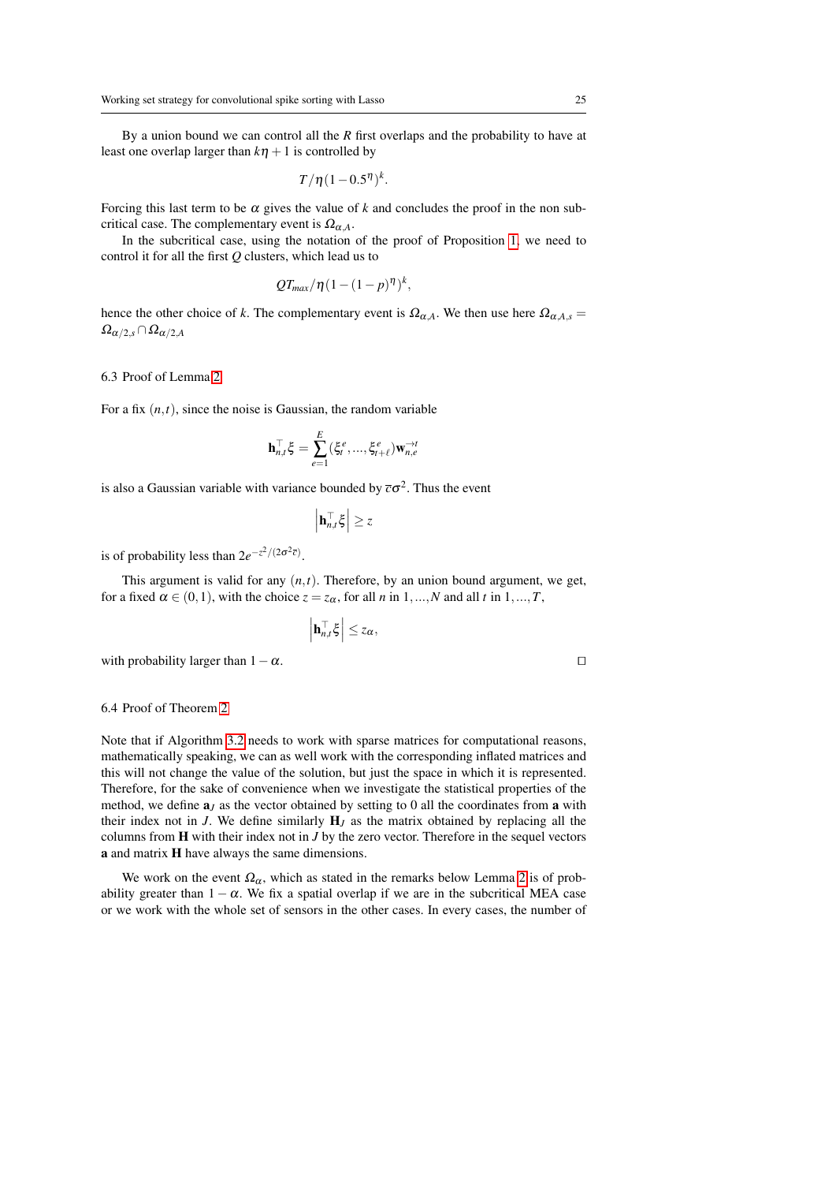By a union bound we can control all the $R$ first overlaps and the probability to have at least one overlap larger than $k\eta + 1$ is controlled by

$$T/\eta(1-0.5^{\eta})^{k}.$$

Forcing this last term to be $\alpha$ gives the value of $k$ and concludes the proof in the non subcritical case. The complementary event is $\Omega_{\alpha,A}$.

In the subcritical case, using the notation of the proof of Proposition 1, we need to control it for all the first $Q$ clusters, which lead us to

$$QT_{max}/\eta(1-(1-p)^{\eta})^{k},$$

hence the other choice of $k$. The complementary event is $\Omega_{\alpha,A}$. We then use here $\Omega_{\alpha,A,s} = \Omega_{\alpha/2,s} \cap \Omega_{\alpha/2,A}$

### 6.3 Proof of Lemma 2

For a fix $(n,t)$, since the noise is Gaussian, the random variable

$$\mathbf{h}_{n,t}^{\top}\xi = \sum_{e=1}^{E}(\xi_{t}^{e},\dots,\xi_{t+\ell}^{e})\mathbf{w}_{n,e}^{\to t}$$

is also a Gaussian variable with variance bounded by $\overline{c}\sigma^2$. Thus the event

$$\left|\mathbf{h}_{n,t}^{\top}\xi\right| \geq z$$

is of probability less than $2e^{-z^2/(2\sigma^2\overline{c})}$.

This argument is valid for any $(n,t)$. Therefore, by an union bound argument, we get, for a fixed $\alpha \in (0,1)$, with the choice $z = z_\alpha$, for all $n$ in $1,\dots,N$ and all $t$ in $1,\dots,T$,

$$\left|\mathbf{h}_{n,t}^{\top}\xi\right| \leq z_\alpha,$$

with probability larger than $1-\alpha$. □

### 6.4 Proof of Theorem 2

Note that if Algorithm 3.2 needs to work with sparse matrices for computational reasons, mathematically speaking, we can as well work with the corresponding inflated matrices and this will not change the value of the solution, but just the space in which it is represented. Therefore, for the sake of convenience when we investigate the statistical properties of the method, we define $\mathbf{a}_J$ as the vector obtained by setting to 0 all the coordinates from $\mathbf{a}$ with their index not in $J$. We define similarly $\mathbf{H}_J$ as the matrix obtained by replacing all the columns from $\mathbf{H}$ with their index not in $J$ by the zero vector. Therefore in the sequel vectors $\mathbf{a}$ and matrix $\mathbf{H}$ have always the same dimensions.

We work on the event $\Omega_\alpha$, which as stated in the remarks below Lemma 2 is of probability greater than $1-\alpha$. We fix a spatial overlap if we are in the subcritical MEA case or we work with the whole set of sensors in the other cases. In every cases, the number of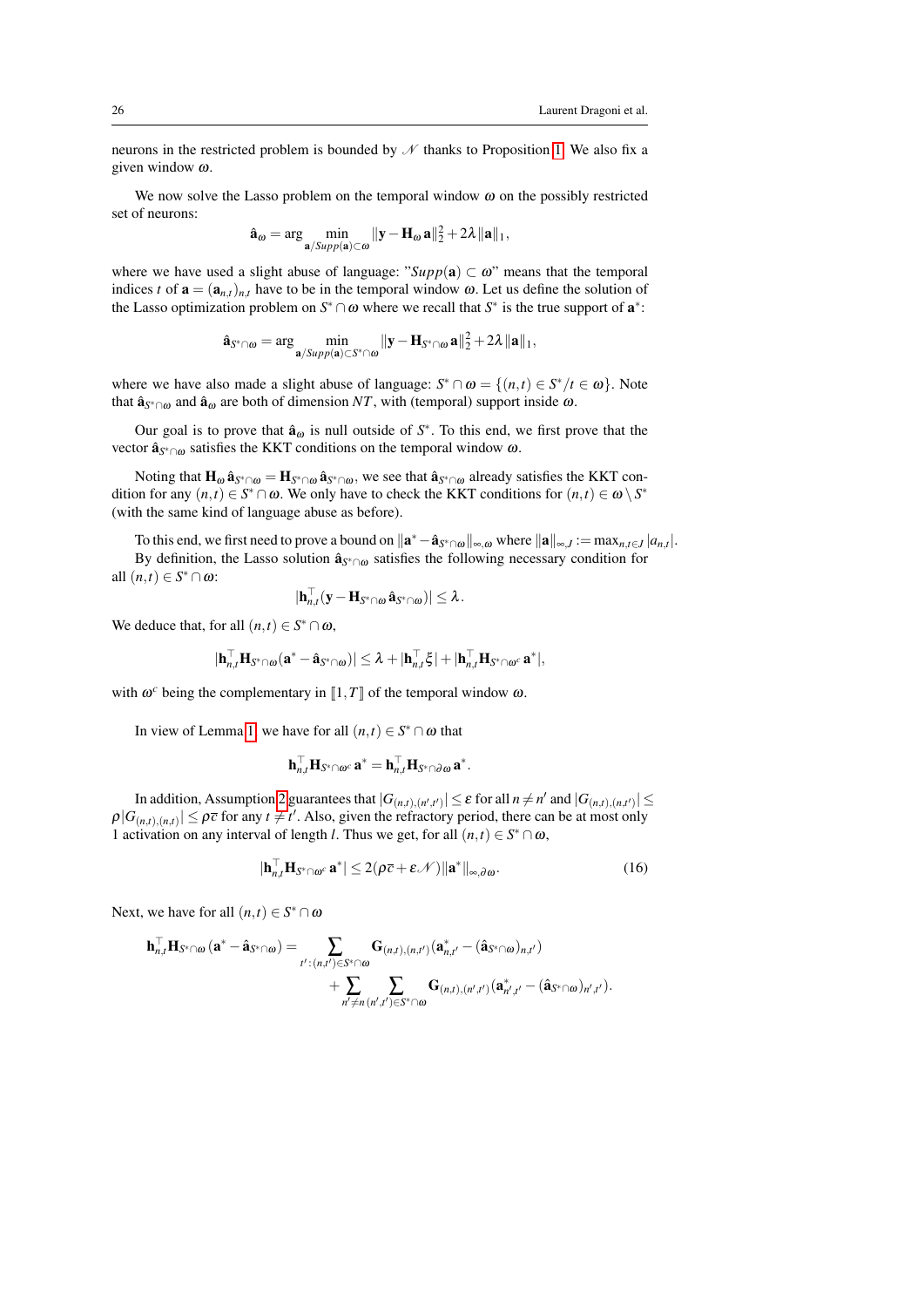neurons in the restricted problem is bounded by $\mathscr{N}$ thanks to Proposition 1. We also fix a given window $\omega$.

We now solve the Lasso problem on the temporal window $\omega$ on the possibly restricted set of neurons:

$$\hat{\mathbf{a}}_\omega = \arg \min_{\mathbf{a}/Supp(\mathbf{a}) \subset \omega} \|\mathbf{y} - \mathbf{H}_\omega \mathbf{a}\|_2^2 + 2\lambda \|\mathbf{a}\|_1,$$

where we have used a slight abuse of language: "$Supp(\mathbf{a}) \subset \omega$" means that the temporal indices $t$ of $\mathbf{a} = (\mathbf{a}_{n,t})_{n,t}$ have to be in the temporal window $\omega$. Let us define the solution of the Lasso optimization problem on $S^* \cap \omega$ where we recall that $S^*$ is the true support of $\mathbf{a}^*$:

$$\hat{\mathbf{a}}_{S^* \cap \omega} = \arg \min_{\mathbf{a}/Supp(\mathbf{a}) \subset S^* \cap \omega} \|\mathbf{y} - \mathbf{H}_{S^* \cap \omega} \mathbf{a}\|_2^2 + 2\lambda \|\mathbf{a}\|_1,$$

where we have also made a slight abuse of language: $S^* \cap \omega = \{(n,t) \in S^* / t \in \omega\}$. Note that $\hat{\mathbf{a}}_{S^* \cap \omega}$ and $\hat{\mathbf{a}}_\omega$ are both of dimension $NT$, with (temporal) support inside $\omega$.

Our goal is to prove that $\hat{\mathbf{a}}_\omega$ is null outside of $S^*$. To this end, we first prove that the vector $\hat{\mathbf{a}}_{S^* \cap \omega}$ satisfies the KKT conditions on the temporal window $\omega$.

Noting that $\mathbf{H}_\omega \hat{\mathbf{a}}_{S^* \cap \omega} = \mathbf{H}_{S^* \cap \omega} \hat{\mathbf{a}}_{S^* \cap \omega}$, we see that $\hat{\mathbf{a}}_{S^* \cap \omega}$ already satisfies the KKT condition for any $(n,t) \in S^* \cap \omega$. We only have to check the KKT conditions for $(n,t) \in \omega \setminus S^*$ (with the same kind of language abuse as before).

To this end, we first need to prove a bound on $\|\mathbf{a}^* - \hat{\mathbf{a}}_{S^* \cap \omega}\|_{\infty,\omega}$ where $\|\mathbf{a}\|_{\infty,J} := \max_{n,t \in J} |a_{n,t}|$.
By definition, the Lasso solution $\hat{\mathbf{a}}_{S^* \cap \omega}$ satisfies the following necessary condition for all $(n,t) \in S^* \cap \omega$:

$$|\mathbf{h}_{n,t}^\top (\mathbf{y} - \mathbf{H}_{S^* \cap \omega} \hat{\mathbf{a}}_{S^* \cap \omega})| \leq \lambda.$$

We deduce that, for all $(n,t) \in S^* \cap \omega$,

$$|\mathbf{h}_{n,t}^\top \mathbf{H}_{S^* \cap \omega} (\mathbf{a}^* - \hat{\mathbf{a}}_{S^* \cap \omega})| \leq \lambda + |\mathbf{h}_{n,t}^\top \xi| + |\mathbf{h}_{n,t}^\top \mathbf{H}_{S^* \cap \omega^c} \mathbf{a}^*|,$$

with $\omega^c$ being the complementary in $[\![1,T]\!]$ of the temporal window $\omega$.

In view of Lemma 1, we have for all $(n,t) \in S^* \cap \omega$ that

$$\mathbf{h}_{n,t}^\top \mathbf{H}_{S^* \cap \omega^c} \mathbf{a}^* = \mathbf{h}_{n,t}^\top \mathbf{H}_{S^* \cap \partial\omega} \mathbf{a}^*.$$

In addition, Assumption 2 guarantees that $|G_{(n,t),(n',t')}| \leq \varepsilon$ for all $n \neq n'$ and $|G_{(n,t),(n,t')}| \leq \rho |G_{(n,t),(n,t)}| \leq \rho \overline{c}$ for any $t \neq t'$. Also, given the refractory period, there can be at most only 1 activation on any interval of length $l$. Thus we get, for all $(n,t) \in S^* \cap \omega$,

$$|\mathbf{h}_{n,t}^\top \mathbf{H}_{S^* \cap \omega^c} \mathbf{a}^*| \leq 2(\rho \overline{c} + \varepsilon \mathscr{N}) \|\mathbf{a}^*\|_{\infty,\partial\omega}. \tag{16}$$

Next, we have for all $(n,t) \in S^* \cap \omega$

$$\begin{aligned}
\mathbf{h}_{n,t}^\top \mathbf{H}_{S^* \cap \omega} (\mathbf{a}^* - \hat{\mathbf{a}}_{S^* \cap \omega}) = &\sum_{t' : (n,t') \in S^* \cap \omega} \mathbf{G}_{(n,t),(n,t')} (\mathbf{a}_{n,t'}^* - (\hat{\mathbf{a}}_{S^* \cap \omega})_{n,t'}) \\
&+ \sum_{n' \neq n} \sum_{(n',t') \in S^* \cap \omega} \mathbf{G}_{(n,t),(n',t')} (\mathbf{a}_{n',t'}^* - (\hat{\mathbf{a}}_{S^* \cap \omega})_{n',t'}).
\end{aligned}$$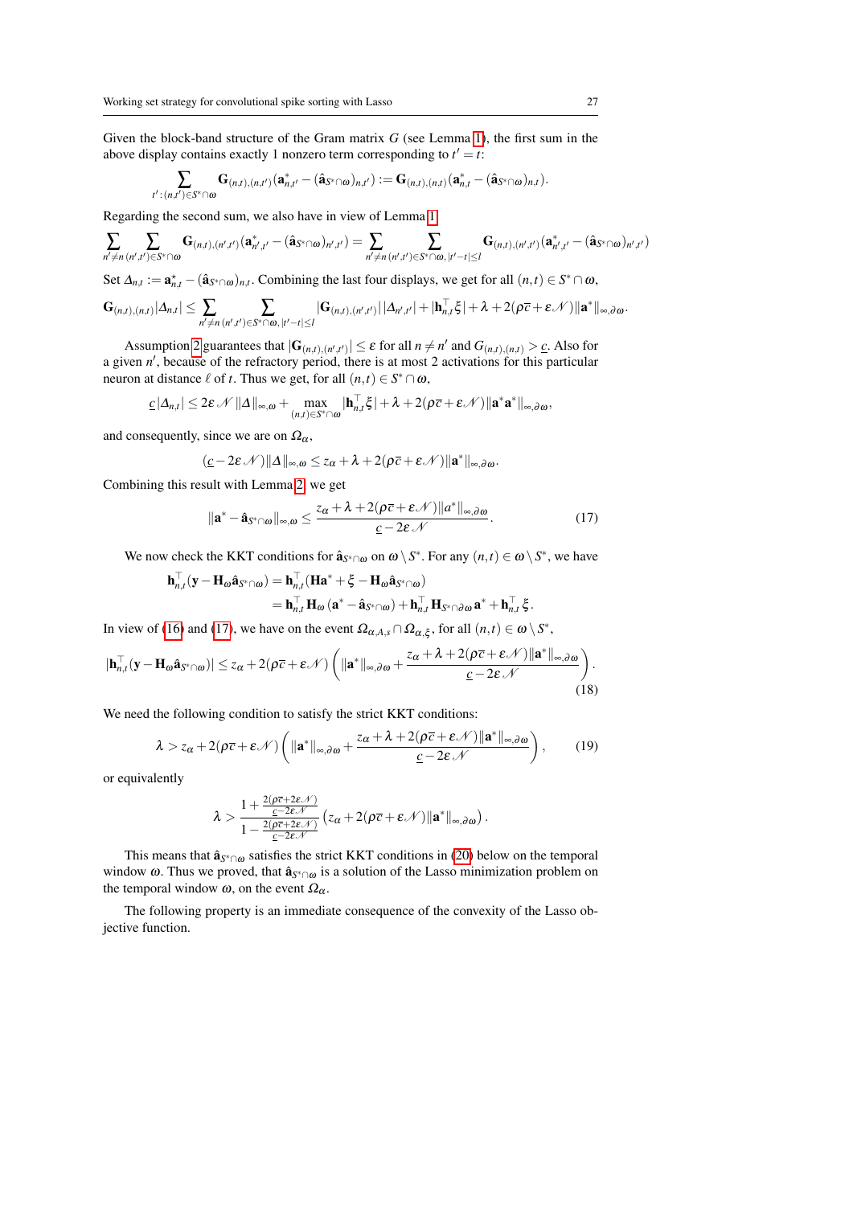Given the block-band structure of the Gram matrix $G$ (see Lemma 1), the first sum in the above display contains exactly 1 nonzero term corresponding to $t' = t$:

$$\sum_{t' : (n,t') \in S^* \cap \omega} \mathbf{G}_{(n,t),(n,t')} (\mathbf{a}^*_{n,t'} - (\hat{\mathbf{a}}_{S^* \cap \omega})_{n,t'}) := \mathbf{G}_{(n,t),(n,t)} (\mathbf{a}^*_{n,t} - (\hat{\mathbf{a}}_{S^* \cap \omega})_{n,t}).$$

Regarding the second sum, we also have in view of Lemma 1

$$\sum_{n' \neq n} \sum_{(n',t') \in S^* \cap \omega} \mathbf{G}_{(n,t),(n',t')} (\mathbf{a}^*_{n',t'} - (\hat{\mathbf{a}}_{S^* \cap \omega})_{n',t'}) = \sum_{n' \neq n} \sum_{(n',t') \in S^* \cap \omega,\, |t'-t| \leq l} \mathbf{G}_{(n,t),(n',t')} (\mathbf{a}^*_{n',t'} - (\hat{\mathbf{a}}_{S^* \cap \omega})_{n',t'})$$

Set $\Delta_{n,t} := \mathbf{a}^*_{n,t} - (\hat{\mathbf{a}}_{S^* \cap \omega})_{n,t}$. Combining the last four displays, we get for all $(n,t) \in S^* \cap \omega$,

$$\mathbf{G}_{(n,t),(n,t)} |\Delta_{n,t}| \leq \sum_{n' \neq n} \sum_{(n',t') \in S^* \cap \omega,\, |t'-t| \leq l} |\mathbf{G}_{(n,t),(n',t')}| \, |\Delta_{n',t'}| + |\mathbf{h}_{n,t}^\top \xi| + \lambda + 2(\rho \bar{c} + \varepsilon \mathcal{N}) \|\mathbf{a}^*\|_{\infty, \partial \omega}.$$

Assumption 2 guarantees that $|\mathbf{G}_{(n,t),(n',t')}| \leq \varepsilon$ for all $n \neq n'$ and $G_{(n,t),(n,t)} > \underline{c}$. Also for a given $n'$, because of the refractory period, there is at most 2 activations for this particular neuron at distance $\ell$ of $t$. Thus we get, for all $(n,t) \in S^* \cap \omega$,

$$\underline{c} |\Delta_{n,t}| \leq 2\varepsilon \mathcal{N} \|\Delta\|_{\infty, \omega} + \max_{(n,t) \in S^* \cap \omega} |\mathbf{h}_{n,t}^\top \xi| + \lambda + 2(\rho \bar{c} + \varepsilon \mathcal{N}) \|\mathbf{a}^* \mathbf{a}^*\|_{\infty, \partial \omega},$$

and consequently, since we are on $\Omega_\alpha$,

$$(\underline{c} - 2\varepsilon \mathcal{N}) \|\Delta\|_{\infty, \omega} \leq z_\alpha + \lambda + 2(\rho \bar{c} + \varepsilon \mathcal{N}) \|\mathbf{a}^*\|_{\infty, \partial \omega}.$$

Combining this result with Lemma 2, we get

$$\|\mathbf{a}^* - \hat{\mathbf{a}}_{S^* \cap \omega}\|_{\infty, \omega} \leq \frac{z_\alpha + \lambda + 2(\rho \bar{c} + \varepsilon \mathcal{N}) \|a^*\|_{\infty, \partial \omega}}{\underline{c} - 2\varepsilon \mathcal{N}}. \tag{17}$$

We now check the KKT conditions for $\hat{\mathbf{a}}_{S^* \cap \omega}$ on $\omega \setminus S^*$. For any $(n,t) \in \omega \setminus S^*$, we have

$$\begin{aligned}
\mathbf{h}_{n,t}^\top (\mathbf{y} - \mathbf{H}_\omega \hat{\mathbf{a}}_{S^* \cap \omega}) &= \mathbf{h}_{n,t}^\top (\mathbf{H}\mathbf{a}^* + \xi - \mathbf{H}_\omega \hat{\mathbf{a}}_{S^* \cap \omega}) \\
&= \mathbf{h}_{n,t}^\top \mathbf{H}_\omega (\mathbf{a}^* - \hat{\mathbf{a}}_{S^* \cap \omega}) + \mathbf{h}_{n,t}^\top \mathbf{H}_{S^* \cap \partial \omega} \mathbf{a}^* + \mathbf{h}_{n,t}^\top \xi.
\end{aligned}$$

In view of (16) and (17), we have on the event $\Omega_{\alpha,A,s} \cap \Omega_{\alpha,\xi}$, for all $(n,t) \in \omega \setminus S^*$,

$$|\mathbf{h}_{n,t}^\top (\mathbf{y} - \mathbf{H}_\omega \hat{\mathbf{a}}_{S^* \cap \omega})| \leq z_\alpha + 2(\rho \bar{c} + \varepsilon \mathcal{N}) \left( \|\mathbf{a}^*\|_{\infty, \partial \omega} + \frac{z_\alpha + \lambda + 2(\rho \bar{c} + \varepsilon \mathcal{N}) \|\mathbf{a}^*\|_{\infty, \partial \omega}}{\underline{c} - 2\varepsilon \mathcal{N}} \right). \tag{18}$$

We need the following condition to satisfy the strict KKT conditions:

$$\lambda > z_\alpha + 2(\rho \bar{c} + \varepsilon \mathcal{N}) \left( \|\mathbf{a}^*\|_{\infty, \partial \omega} + \frac{z_\alpha + \lambda + 2(\rho \bar{c} + \varepsilon \mathcal{N}) \|\mathbf{a}^*\|_{\infty, \partial \omega}}{\underline{c} - 2\varepsilon \mathcal{N}} \right), \tag{19}$$

or equivalently

$$\lambda > \frac{1 + \frac{2(\rho \bar{c} + 2\varepsilon \mathcal{N})}{\underline{c} - 2\varepsilon \mathcal{N}}}{1 - \frac{2(\rho \bar{c} + 2\varepsilon \mathcal{N})}{\underline{c} - 2\varepsilon \mathcal{N}}} \left( z_\alpha + 2(\rho \bar{c} + \varepsilon \mathcal{N}) \|\mathbf{a}^*\|_{\infty, \partial \omega} \right).$$

This means that $\hat{\mathbf{a}}_{S^* \cap \omega}$ satisfies the strict KKT conditions in (20) below on the temporal window $\omega$. Thus we proved, that $\hat{\mathbf{a}}_{S^* \cap \omega}$ is a solution of the Lasso minimization problem on the temporal window $\omega$, on the event $\Omega_\alpha$.

The following property is an immediate consequence of the convexity of the Lasso objective function.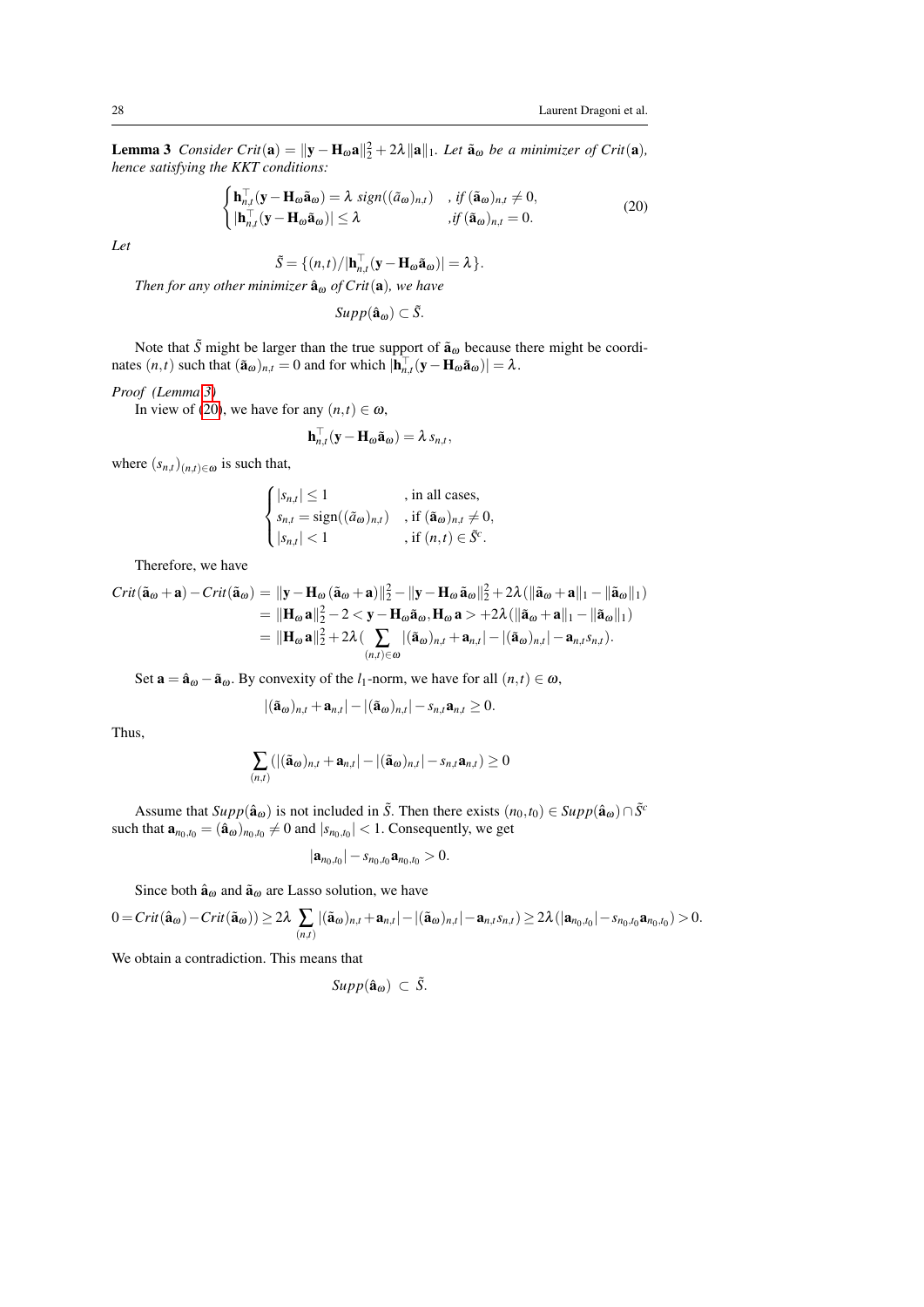**Lemma 3** *Consider $Crit(\mathbf{a}) = \|\mathbf{y} - \mathbf{H}_\omega \mathbf{a}\|_2^2 + 2\lambda \|\mathbf{a}\|_1$. Let $\tilde{\mathbf{a}}_\omega$ be a minimizer of $Crit(\mathbf{a})$, hence satisfying the KKT conditions:*

$$
\begin{cases} \mathbf{h}_{n,t}^\top (\mathbf{y} - \mathbf{H}_\omega \tilde{\mathbf{a}}_\omega) = \lambda \; sign((\tilde{a}_\omega)_{n,t}) & , \textit{if } (\tilde{\mathbf{a}}_\omega)_{n,t} \neq 0, \\ |\mathbf{h}_{n,t}^\top (\mathbf{y} - \mathbf{H}_\omega \tilde{\mathbf{a}}_\omega)| \leq \lambda & , \textit{if } (\tilde{\mathbf{a}}_\omega)_{n,t} = 0. \end{cases} \tag{20}
$$

*Let*

$$
\tilde{S} = \{(n,t) / |\mathbf{h}_{n,t}^\top (\mathbf{y} - \mathbf{H}_\omega \tilde{\mathbf{a}}_\omega)| = \lambda\}.
$$

*Then for any other minimizer $\hat{\mathbf{a}}_\omega$ of $Crit(\mathbf{a})$, we have*

$$
Supp(\hat{\mathbf{a}}_\omega) \subset \tilde{S}.
$$

Note that $\tilde{S}$ might be larger than the true support of $\tilde{\mathbf{a}}_\omega$ because there might be coordinates $(n,t)$ such that $(\tilde{\mathbf{a}}_\omega)_{n,t} = 0$ and for which $|\mathbf{h}_{n,t}^\top (\mathbf{y} - \mathbf{H}_\omega \tilde{\mathbf{a}}_\omega)| = \lambda$.

*Proof (Lemma 3)*

In view of (20), we have for any $(n,t) \in \omega$,

$$
\mathbf{h}_{n,t}^\top (\mathbf{y} - \mathbf{H}_\omega \tilde{\mathbf{a}}_\omega) = \lambda \, s_{n,t},
$$

where $(s_{n,t})_{(n,t)\in\omega}$ is such that,

$$
\begin{cases} |s_{n,t}| \leq 1 & , \text{in all cases}, \\ s_{n,t} = \text{sign}((\tilde{a}_\omega)_{n,t}) & , \text{if } (\tilde{\mathbf{a}}_\omega)_{n,t} \neq 0, \\ |s_{n,t}| < 1 & , \text{if } (n,t) \in \tilde{S}^c. \end{cases}
$$

Therefore, we have

$$
\begin{aligned}
Crit(\tilde{\mathbf{a}}_\omega + \mathbf{a}) - Crit(\tilde{\mathbf{a}}_\omega) &= \|\mathbf{y} - \mathbf{H}_\omega (\tilde{\mathbf{a}}_\omega + \mathbf{a})\|_2^2 - \|\mathbf{y} - \mathbf{H}_\omega \tilde{\mathbf{a}}_\omega\|_2^2 + 2\lambda (\|\tilde{\mathbf{a}}_\omega + \mathbf{a}\|_1 - \|\tilde{\mathbf{a}}_\omega\|_1) \\
&= \|\mathbf{H}_\omega \mathbf{a}\|_2^2 - 2 < \mathbf{y} - \mathbf{H}_\omega \tilde{\mathbf{a}}_\omega, \mathbf{H}_\omega \mathbf{a} > + 2\lambda (\|\tilde{\mathbf{a}}_\omega + \mathbf{a}\|_1 - \|\tilde{\mathbf{a}}_\omega\|_1) \\
&= \|\mathbf{H}_\omega \mathbf{a}\|_2^2 + 2\lambda \Big( \sum_{(n,t)\in\omega} |(\tilde{\mathbf{a}}_\omega)_{n,t} + \mathbf{a}_{n,t}| - |(\tilde{\mathbf{a}}_\omega)_{n,t}| - \mathbf{a}_{n,t} s_{n,t} \Big).
\end{aligned}
$$

Set $\mathbf{a} = \hat{\mathbf{a}}_\omega - \tilde{\mathbf{a}}_\omega$. By convexity of the $l_1$-norm, we have for all $(n,t) \in \omega$,

$$
|(\tilde{\mathbf{a}}_\omega)_{n,t} + \mathbf{a}_{n,t}| - |(\tilde{\mathbf{a}}_\omega)_{n,t}| - s_{n,t} \mathbf{a}_{n,t} \geq 0.
$$

Thus,

$$
\sum_{(n,t)} (|(\tilde{\mathbf{a}}_\omega)_{n,t} + \mathbf{a}_{n,t}| - |(\tilde{\mathbf{a}}_\omega)_{n,t}| - s_{n,t} \mathbf{a}_{n,t}) \geq 0
$$

Assume that $Supp(\hat{\mathbf{a}}_\omega)$ is not included in $\tilde{S}$. Then there exists $(n_0,t_0) \in Supp(\hat{\mathbf{a}}_\omega) \cap \tilde{S}^c$ such that $\mathbf{a}_{n_0,t_0} = (\hat{\mathbf{a}}_\omega)_{n_0,t_0} \neq 0$ and $|s_{n_0,t_0}| < 1$. Consequently, we get

$$
|\mathbf{a}_{n_0,t_0}| - s_{n_0,t_0} \mathbf{a}_{n_0,t_0} > 0.
$$

Since both $\hat{\mathbf{a}}_\omega$ and $\tilde{\mathbf{a}}_\omega$ are Lasso solution, we have

$$
0 = Crit(\hat{\mathbf{a}}_\omega) - Crit(\tilde{\mathbf{a}}_\omega)) \geq 2\lambda \sum_{(n,t)} |(\tilde{\mathbf{a}}_\omega)_{n,t} + \mathbf{a}_{n,t}| - |(\tilde{\mathbf{a}}_\omega)_{n,t}| - \mathbf{a}_{n,t} s_{n,t}) \geq 2\lambda (|\mathbf{a}_{n_0,t_0}| - s_{n_0,t_0} \mathbf{a}_{n_0,t_0}) > 0.
$$

We obtain a contradiction. This means that

$$
Supp(\hat{\mathbf{a}}_\omega) \subset \tilde{S}.
$$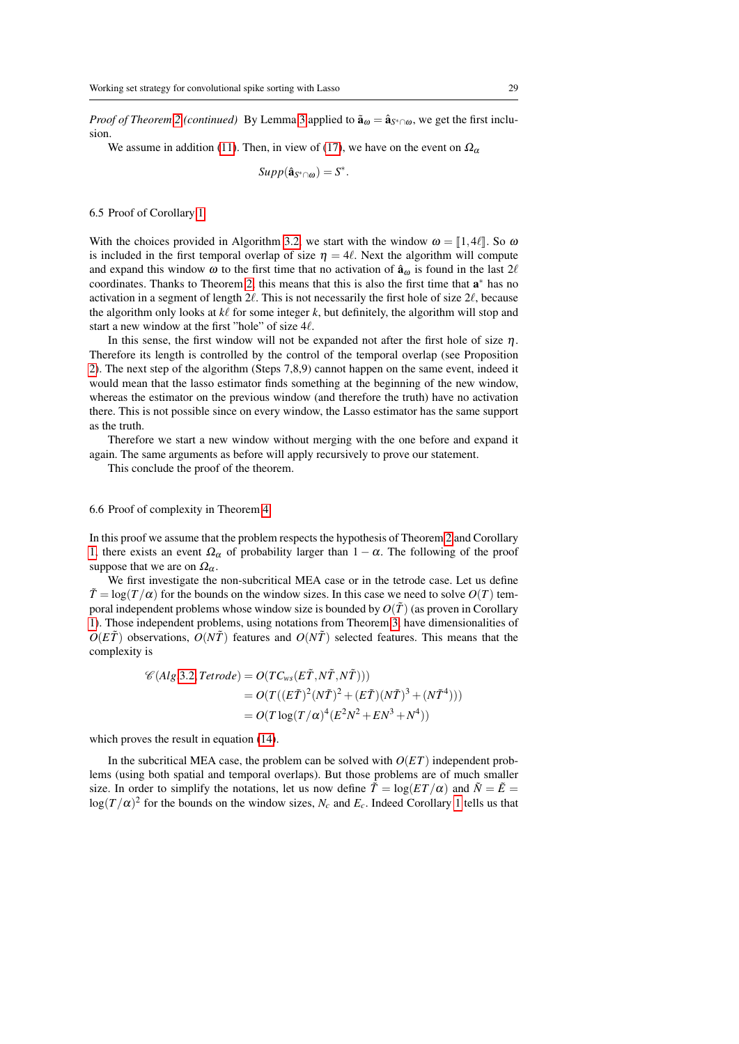*Proof of Theorem 2 (continued)* By Lemma 3 applied to $\tilde{\mathbf{a}}_\omega = \hat{\mathbf{a}}_{S^* \cap \omega}$, we get the first inclusion.

We assume in addition (11). Then, in view of (17), we have on the event on $\Omega_\alpha$

$$Supp(\hat{\mathbf{a}}_{S^* \cap \omega}) = S^*.$$

### 6.5 Proof of Corollary 1

With the choices provided in Algorithm 3.2, we start with the window $\omega = [\![1, 4\ell]\!]$. So $\omega$ is included in the first temporal overlap of size $\eta = 4\ell$. Next the algorithm will compute and expand this window $\omega$ to the first time that no activation of $\hat{\mathbf{a}}_\omega$ is found in the last $2\ell$ coordinates. Thanks to Theorem 2, this means that this is also the first time that $\mathbf{a}^*$ has no activation in a segment of length $2\ell$. This is not necessarily the first hole of size $2\ell$, because the algorithm only looks at $k\ell$ for some integer $k$, but definitely, the algorithm will stop and start a new window at the first "hole" of size $4\ell$.

In this sense, the first window will not be expanded not after the first hole of size $\eta$. Therefore its length is controlled by the control of the temporal overlap (see Proposition 2). The next step of the algorithm (Steps 7,8,9) cannot happen on the same event, indeed it would mean that the lasso estimator finds something at the beginning of the new window, whereas the estimator on the previous window (and therefore the truth) have no activation there. This is not possible since on every window, the Lasso estimator has the same support as the truth.

Therefore we start a new window without merging with the one before and expand it again. The same arguments as before will apply recursively to prove our statement.

This conclude the proof of the theorem.

### 6.6 Proof of complexity in Theorem 4

In this proof we assume that the problem respects the hypothesis of Theorem 2 and Corollary 1, there exists an event $\Omega_\alpha$ of probability larger than $1-\alpha$. The following of the proof suppose that we are on $\Omega_\alpha$.

We first investigate the non-subcritical MEA case or in the tetrode case. Let us define $\tilde{T} = \log(T/\alpha)$ for the bounds on the window sizes. In this case we need to solve $O(T)$ temporal independent problems whose window size is bounded by $O(\tilde{T})$ (as proven in Corollary 1). Those independent problems, using notations from Theorem 3 have dimensionalities of $O(E\tilde{T})$ observations, $O(N\tilde{T})$ features and $O(N\tilde{T})$ selected features. This means that the complexity is

$$\begin{aligned}
\mathscr{C}(Alg\ 3.2, Tetrode) &= O(TC_{ws}(E\tilde{T}, N\tilde{T}, N\tilde{T}))) \\
&= O(T((E\tilde{T})^2(N\tilde{T})^2 + (E\tilde{T})(N\tilde{T})^3 + (N\tilde{T}^4))) \\
&= O(T\log(T/\alpha)^4(E^2N^2 + EN^3 + N^4))
\end{aligned}$$

which proves the result in equation (14).

In the subcritical MEA case, the problem can be solved with $O(ET)$ independent problems (using both spatial and temporal overlaps). But those problems are of much smaller size. In order to simplify the notations, let us now define $\tilde{T} = \log(ET/\alpha)$ and $\tilde{N} = \tilde{E} = \log(T/\alpha)^2$ for the bounds on the window sizes, $N_c$ and $E_c$. Indeed Corollary 1 tells us that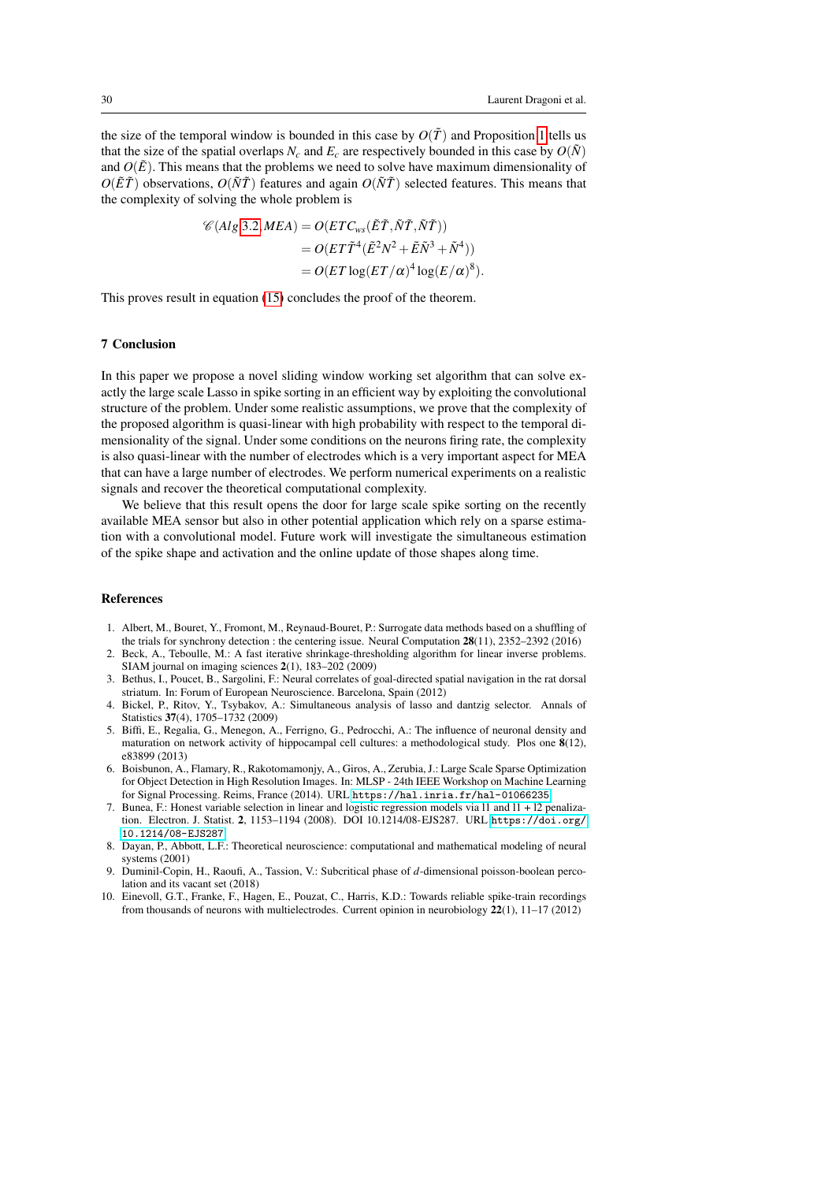the size of the temporal window is bounded in this case by $O(\tilde{T})$ and Proposition 1 tells us that the size of the spatial overlaps $N_c$ and $E_c$ are respectively bounded in this case by $O(\tilde{N})$ and $O(\tilde{E})$. This means that the problems we need to solve have maximum dimensionality of $O(\tilde{E}\tilde{T})$ observations, $O(\tilde{N}\tilde{T})$ features and again $O(\tilde{N}\tilde{T})$ selected features. This means that the complexity of solving the whole problem is

$$
\begin{aligned}
\mathscr{C}(Alg\ 3.2, MEA) &= O(ETC_{ws}(\tilde{E}\tilde{T}, \tilde{N}\tilde{T}, \tilde{N}\tilde{T})) \\
&= O(ET\tilde{T}^4(\tilde{E}^2N^2 + \tilde{E}\tilde{N}^3 + \tilde{N}^4)) \\
&= O(ET\log(ET/\alpha)^4\log(E/\alpha)^8).
\end{aligned}
$$

This proves result in equation (15) concludes the proof of the theorem.

## 7 Conclusion

In this paper we propose a novel sliding window working set algorithm that can solve exactly the large scale Lasso in spike sorting in an efficient way by exploiting the convolutional structure of the problem. Under some realistic assumptions, we prove that the complexity of the proposed algorithm is quasi-linear with high probability with respect to the temporal dimensionality of the signal. Under some conditions on the neurons firing rate, the complexity is also quasi-linear with the number of electrodes which is a very important aspect for MEA that can have a large number of electrodes. We perform numerical experiments on a realistic signals and recover the theoretical computational complexity.

We believe that this result opens the door for large scale spike sorting on the recently available MEA sensor but also in other potential application which rely on a sparse estimation with a convolutional model. Future work will investigate the simultaneous estimation of the spike shape and activation and the online update of those shapes along time.

## References

1. Albert, M., Bouret, Y., Fromont, M., Reynaud-Bouret, P.: Surrogate data methods based on a shuffling of the trials for synchrony detection : the centering issue. Neural Computation **28**(11), 2352–2392 (2016)
2. Beck, A., Teboulle, M.: A fast iterative shrinkage-thresholding algorithm for linear inverse problems. SIAM journal on imaging sciences **2**(1), 183–202 (2009)
3. Bethus, I., Poucet, B., Sargolini, F.: Neural correlates of goal-directed spatial navigation in the rat dorsal striatum. In: Forum of European Neuroscience. Barcelona, Spain (2012)
4. Bickel, P., Ritov, Y., Tsybakov, A.: Simultaneous analysis of lasso and dantzig selector. Annals of Statistics **37**(4), 1705–1732 (2009)
5. Biffi, E., Regalia, G., Menegon, A., Ferrigno, G., Pedrocchi, A.: The influence of neuronal density and maturation on network activity of hippocampal cell cultures: a methodological study. Plos one **8**(12), e83899 (2013)
6. Boisbunon, A., Flamary, R., Rakotomamonjy, A., Giros, A., Zerubia, J.: Large Scale Sparse Optimization for Object Detection in High Resolution Images. In: MLSP - 24th IEEE Workshop on Machine Learning for Signal Processing. Reims, France (2014). URL `https://hal.inria.fr/hal-01066235`
7. Bunea, F.: Honest variable selection in linear and logistic regression models via l1 and l1 + l2 penalization. Electron. J. Statist. **2**, 1153–1194 (2008). DOI 10.1214/08-EJS287. URL `https://doi.org/10.1214/08-EJS287`
8. Dayan, P., Abbott, L.F.: Theoretical neuroscience: computational and mathematical modeling of neural systems (2001)
9. Duminil-Copin, H., Raoufi, A., Tassion, V.: Subcritical phase of $d$-dimensional poisson-boolean percolation and its vacant set (2018)
10. Einevoll, G.T., Franke, F., Hagen, E., Pouzat, C., Harris, K.D.: Towards reliable spike-train recordings from thousands of neurons with multielectrodes. Current opinion in neurobiology **22**(1), 11–17 (2012)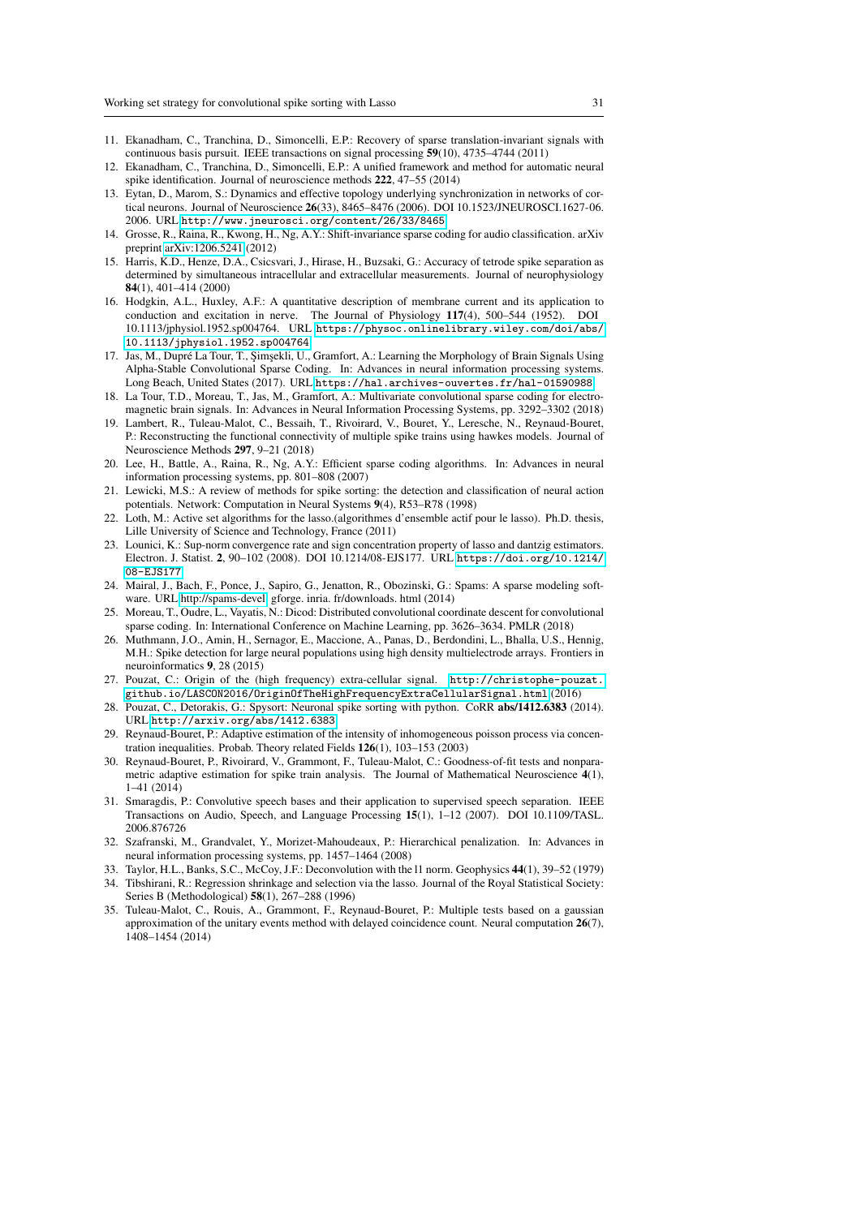11. Ekanadham, C., Tranchina, D., Simoncelli, E.P.: Recovery of sparse translation-invariant signals with continuous basis pursuit. IEEE transactions on signal processing **59**(10), 4735–4744 (2011)
12. Ekanadham, C., Tranchina, D., Simoncelli, E.P.: A unified framework and method for automatic neural spike identification. Journal of neuroscience methods **222**, 47–55 (2014)
13. Eytan, D., Marom, S.: Dynamics and effective topology underlying synchronization in networks of cortical neurons. Journal of Neuroscience **26**(33), 8465–8476 (2006). DOI 10.1523/JNEUROSCI.1627-06.2006. URL `http://www.jneurosci.org/content/26/33/8465`
14. Grosse, R., Raina, R., Kwong, H., Ng, A.Y.: Shift-invariance sparse coding for audio classification. arXiv preprint arXiv:1206.5241 (2012)
15. Harris, K.D., Henze, D.A., Csicsvari, J., Hirase, H., Buzsaki, G.: Accuracy of tetrode spike separation as determined by simultaneous intracellular and extracellular measurements. Journal of neurophysiology **84**(1), 401–414 (2000)
16. Hodgkin, A.L., Huxley, A.F.: A quantitative description of membrane current and its application to conduction and excitation in nerve. The Journal of Physiology **117**(4), 500–544 (1952). DOI 10.1113/jphysiol.1952.sp004764. URL `https://physoc.onlinelibrary.wiley.com/doi/abs/10.1113/jphysiol.1952.sp004764`
17. Jas, M., Dupré La Tour, T., Şimşekli, U., Gramfort, A.: Learning the Morphology of Brain Signals Using Alpha-Stable Convolutional Sparse Coding. In: Advances in neural information processing systems. Long Beach, United States (2017). URL `https://hal.archives-ouvertes.fr/hal-01590988`
18. La Tour, T.D., Moreau, T., Jas, M., Gramfort, A.: Multivariate convolutional sparse coding for electromagnetic brain signals. In: Advances in Neural Information Processing Systems, pp. 3292–3302 (2018)
19. Lambert, R., Tuleau-Malot, C., Bessaih, T., Rivoirard, V., Bouret, Y., Leresche, N., Reynaud-Bouret, P.: Reconstructing the functional connectivity of multiple spike trains using hawkes models. Journal of Neuroscience Methods **297**, 9–21 (2018)
20. Lee, H., Battle, A., Raina, R., Ng, A.Y.: Efficient sparse coding algorithms. In: Advances in neural information processing systems, pp. 801–808 (2007)
21. Lewicki, M.S.: A review of methods for spike sorting: the detection and classification of neural action potentials. Network: Computation in Neural Systems **9**(4), R53–R78 (1998)
22. Loth, M.: Active set algorithms for the lasso.(algorithmes d'ensemble actif pour le lasso). Ph.D. thesis, Lille University of Science and Technology, France (2011)
23. Lounici, K.: Sup-norm convergence rate and sign concentration property of lasso and dantzig estimators. Electron. J. Statist. **2**, 90–102 (2008). DOI 10.1214/08-EJS177. URL `https://doi.org/10.1214/08-EJS177`
24. Mairal, J., Bach, F., Ponce, J., Sapiro, G., Jenatton, R., Obozinski, G.: Spams: A sparse modeling software. URL http://spams-devel. gforge. inria. fr/downloads. html (2014)
25. Moreau, T., Oudre, L., Vayatis, N.: Dicod: Distributed convolutional coordinate descent for convolutional sparse coding. In: International Conference on Machine Learning, pp. 3626–3634. PMLR (2018)
26. Muthmann, J.O., Amin, H., Sernagor, E., Maccione, A., Panas, D., Berdondini, L., Bhalla, U.S., Hennig, M.H.: Spike detection for large neural populations using high density multielectrode arrays. Frontiers in neuroinformatics **9**, 28 (2015)
27. Pouzat, C.: Origin of the (high frequency) extra-cellular signal. `http://christophe-pouzat.github.io/LASCON2016/OriginOfTheHighFrequencyExtraCellularSignal.html` (2016)
28. Pouzat, C., Detorakis, G.: Spysort: Neuronal spike sorting with python. CoRR **abs/1412.6383** (2014). URL `http://arxiv.org/abs/1412.6383`
29. Reynaud-Bouret, P.: Adaptive estimation of the intensity of inhomogeneous poisson process via concentration inequalities. Probab. Theory related Fields **126**(1), 103–153 (2003)
30. Reynaud-Bouret, P., Rivoirard, V., Grammont, F., Tuleau-Malot, C.: Goodness-of-fit tests and nonparametric adaptive estimation for spike train analysis. The Journal of Mathematical Neuroscience **4**(1), 1–41 (2014)
31. Smaragdis, P.: Convolutive speech bases and their application to supervised speech separation. IEEE Transactions on Audio, Speech, and Language Processing **15**(1), 1–12 (2007). DOI 10.1109/TASL.2006.876726
32. Szafranski, M., Grandvalet, Y., Morizet-Mahoudeaux, P.: Hierarchical penalization. In: Advances in neural information processing systems, pp. 1457–1464 (2008)
33. Taylor, H.L., Banks, S.C., McCoy, J.F.: Deconvolution with the l1 norm. Geophysics **44**(1), 39–52 (1979)
34. Tibshirani, R.: Regression shrinkage and selection via the lasso. Journal of the Royal Statistical Society: Series B (Methodological) **58**(1), 267–288 (1996)
35. Tuleau-Malot, C., Rouis, A., Grammont, F., Reynaud-Bouret, P.: Multiple tests based on a gaussian approximation of the unitary events method with delayed coincidence count. Neural computation **26**(7), 1408–1454 (2014)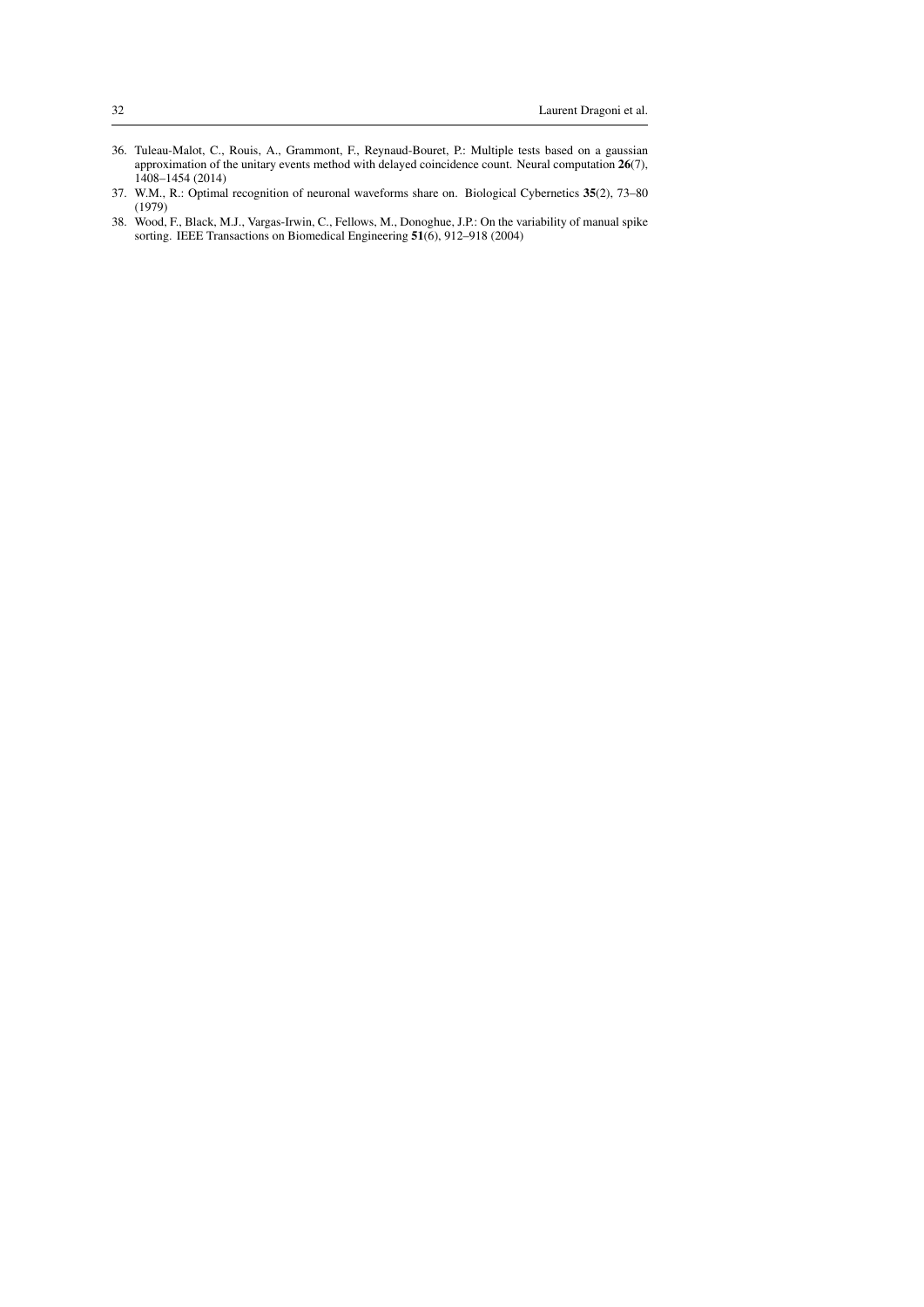36. Tuleau-Malot, C., Rouis, A., Grammont, F., Reynaud-Bouret, P.: Multiple tests based on a gaussian approximation of the unitary events method with delayed coincidence count. Neural computation **26**(7), 1408–1454 (2014)
37. W.M., R.: Optimal recognition of neuronal waveforms share on. Biological Cybernetics **35**(2), 73–80 (1979)
38. Wood, F., Black, M.J., Vargas-Irwin, C., Fellows, M., Donoghue, J.P.: On the variability of manual spike sorting. IEEE Transactions on Biomedical Engineering **51**(6), 912–918 (2004)